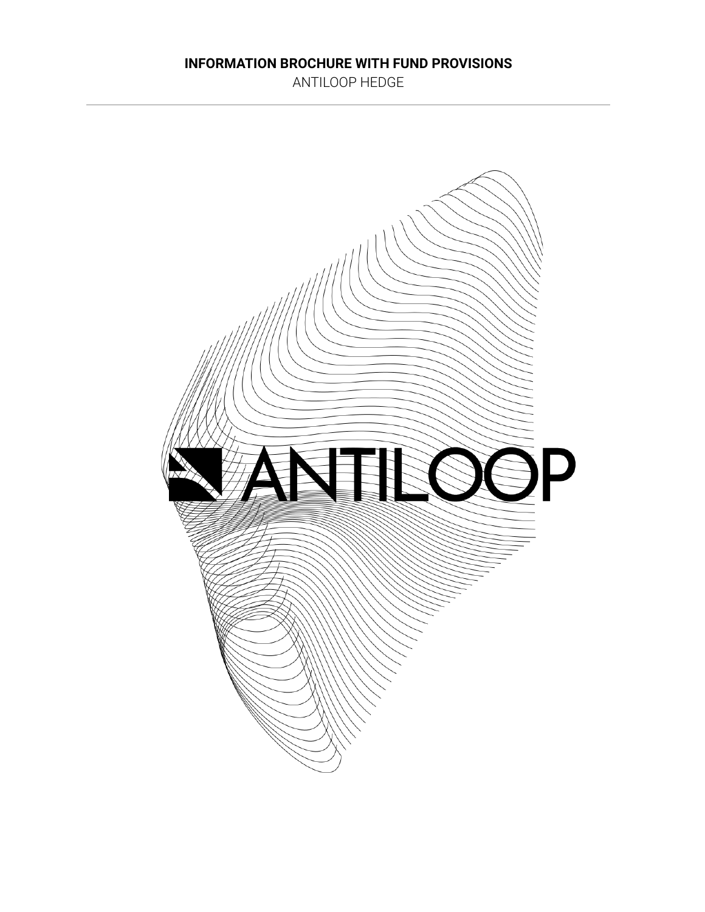**INFORMATION BROCHURE WITH FUND PROVISIONS**

ANTILOOP HEDGE

ANTILOOP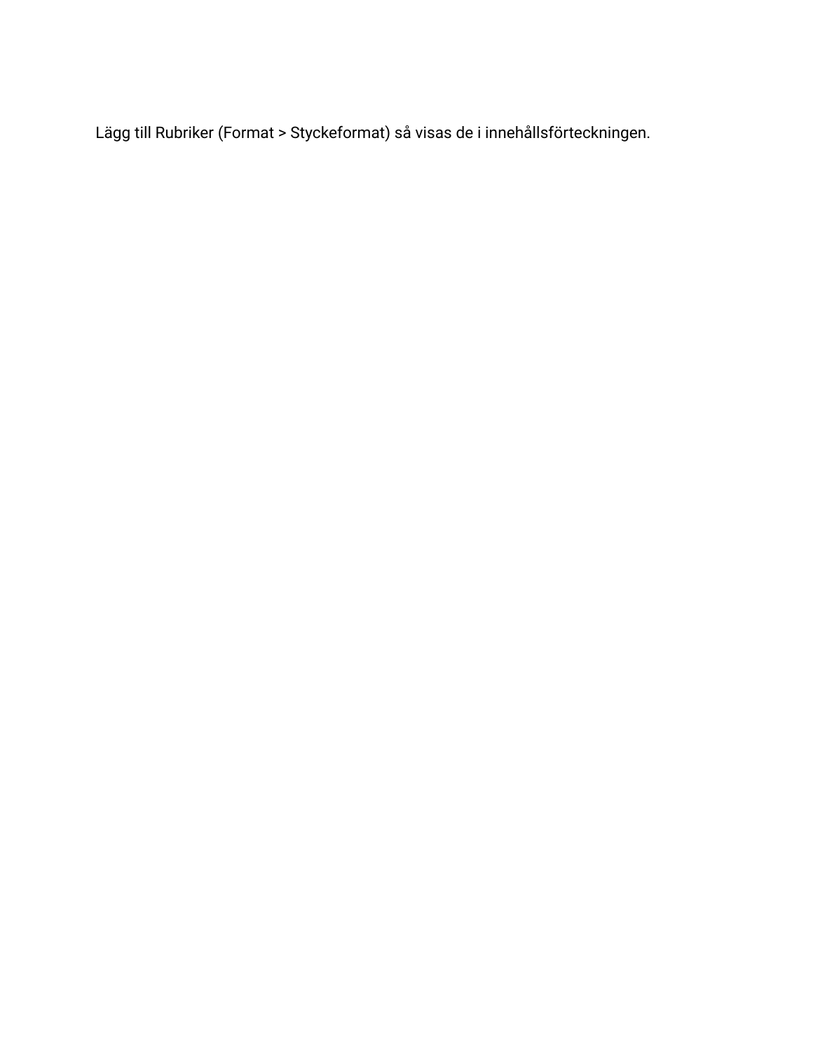Lägg till Rubriker (Format > Styckeformat) så visas de i innehållsförteckningen.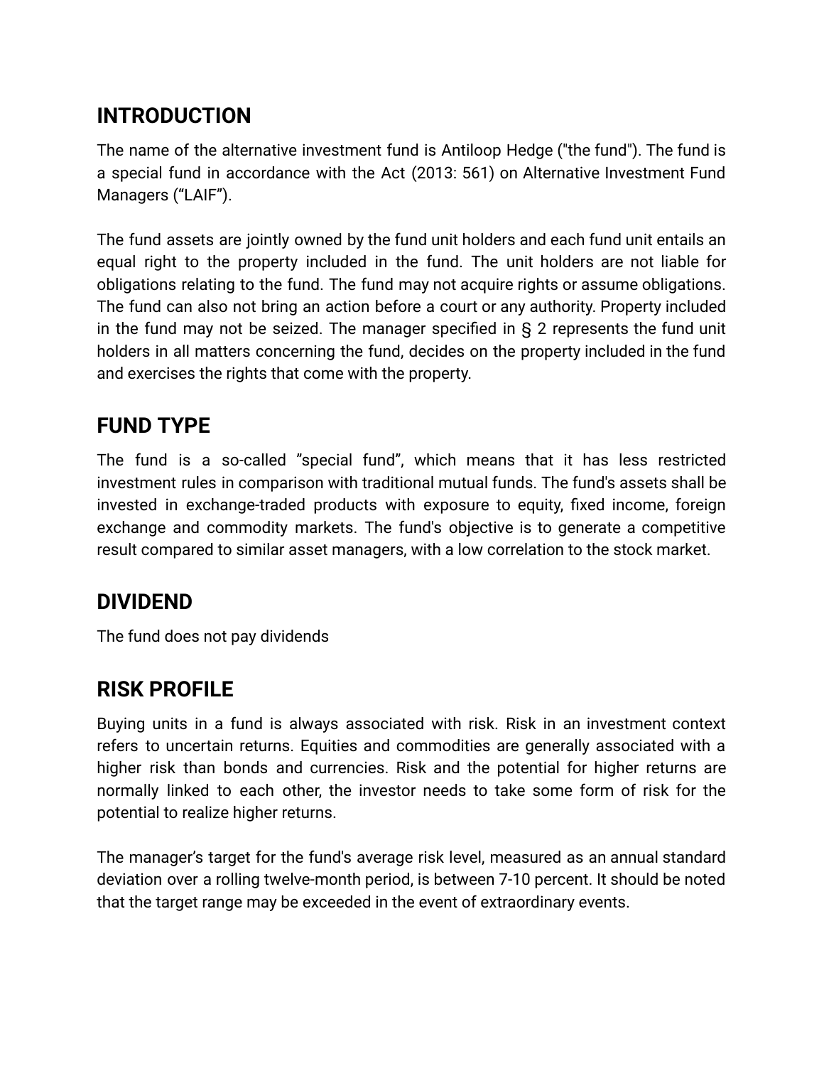## INTRODUCTION

The name of the alternative investment fund is Antiloop Hedge ("the fund"). The fund is a special fund in accordance with the Act (2013: 561) on Alternative Investment Fund Managers (“LAIF”).

The fund assets are jointly owned by the fund unit holders and each fund unit entails an equal right to the property included in the fund. The unit holders are not liable for obligations relating to the fund. The fund may not acquire rights or assume obligations. The fund can also not bring an action before a court or any authority. Property included in the fund may not be seized. The manager specified in § 2 represents the fund unit holders in all matters concerning the fund, decides on the property included in the fund and exercises the rights that come with the property.

## FUND TYPE

The fund is a so-called ”special fund”, which means that it has less restricted investment rules in comparison with traditional mutual funds. The fund's assets shall be invested in exchange-traded products with exposure to equity, fixed income, foreign exchange and commodity markets. The fund's objective is to generate a competitive result compared to similar asset managers, with a low correlation to the stock market.

## DIVIDEND

The fund does not pay dividends

## RISK PROFILE

Buying units in a fund is always associated with risk. Risk in an investment context refers to uncertain returns. Equities and commodities are generally associated with a higher risk than bonds and currencies. Risk and the potential for higher returns are normally linked to each other, the investor needs to take some form of risk for the potential to realize higher returns.

The manager’s target for the fund's average risk level, measured as an annual standard deviation over a rolling twelve-month period, is between 7-10 percent. It should be noted that the target range may be exceeded in the event of extraordinary events.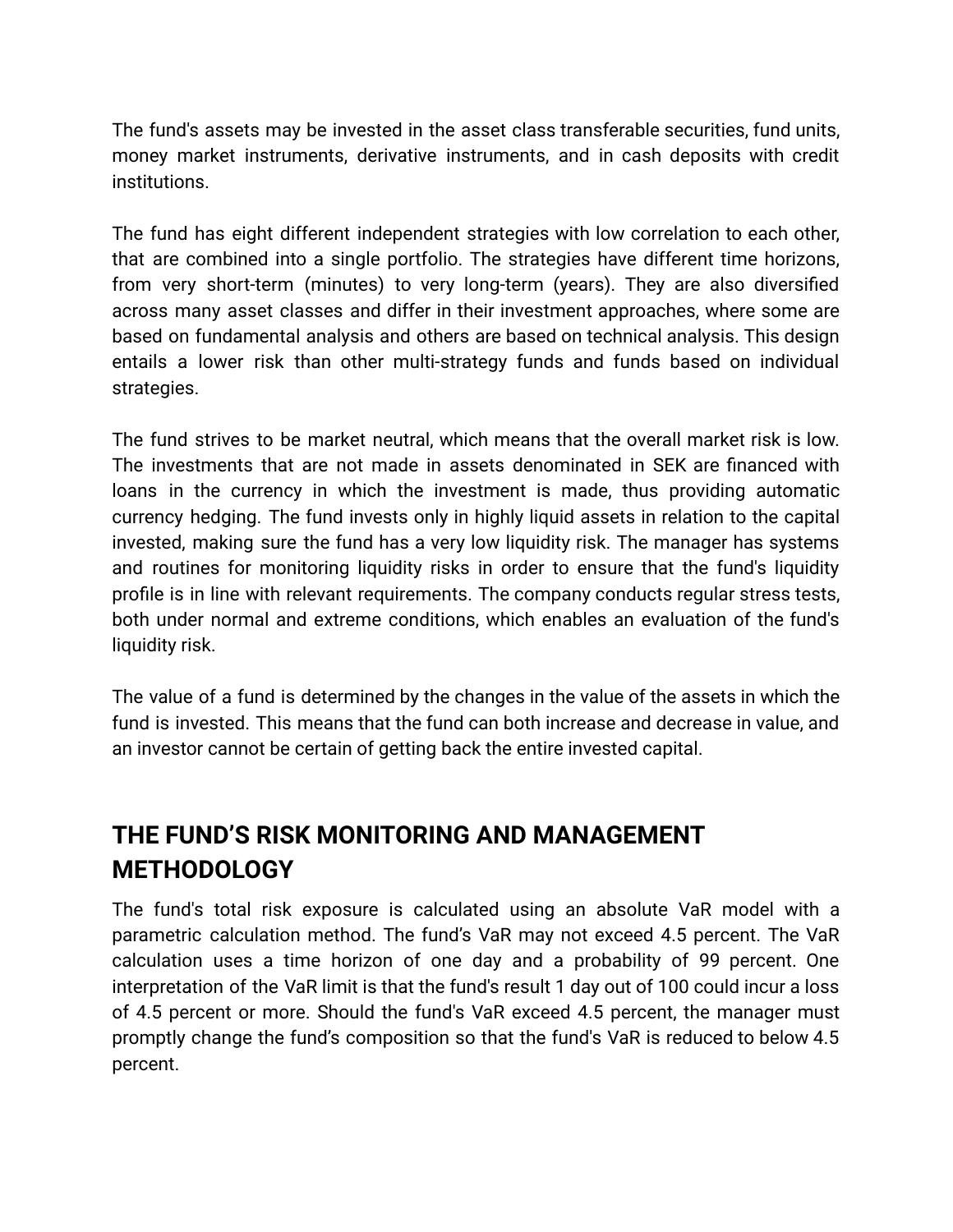The fund's assets may be invested in the asset class transferable securities, fund units, money market instruments, derivative instruments, and in cash deposits with credit institutions.

The fund has eight different independent strategies with low correlation to each other, that are combined into a single portfolio. The strategies have different time horizons, from very short-term (minutes) to very long-term (years). They are also diversified across many asset classes and differ in their investment approaches, where some are based on fundamental analysis and others are based on technical analysis. This design entails a lower risk than other multi-strategy funds and funds based on individual strategies.

The fund strives to be market neutral, which means that the overall market risk is low. The investments that are not made in assets denominated in SEK are financed with loans in the currency in which the investment is made, thus providing automatic currency hedging. The fund invests only in highly liquid assets in relation to the capital invested, making sure the fund has a very low liquidity risk. The manager has systems and routines for monitoring liquidity risks in order to ensure that the fund's liquidity profile is in line with relevant requirements. The company conducts regular stress tests, both under normal and extreme conditions, which enables an evaluation of the fund's liquidity risk.

The value of a fund is determined by the changes in the value of the assets in which the fund is invested. This means that the fund can both increase and decrease in value, and an investor cannot be certain of getting back the entire invested capital.

## THE FUND'S RISK MONITORING AND MANAGEMENT METHODOLOGY

The fund's total risk exposure is calculated using an absolute VaR model with a parametric calculation method. The fund's VaR may not exceed 4.5 percent. The VaR calculation uses a time horizon of one day and a probability of 99 percent. One interpretation of the VaR limit is that the fund's result 1 day out of 100 could incur a loss of 4.5 percent or more. Should the fund's VaR exceed 4.5 percent, the manager must promptly change the fund's composition so that the fund's VaR is reduced to below 4.5 percent.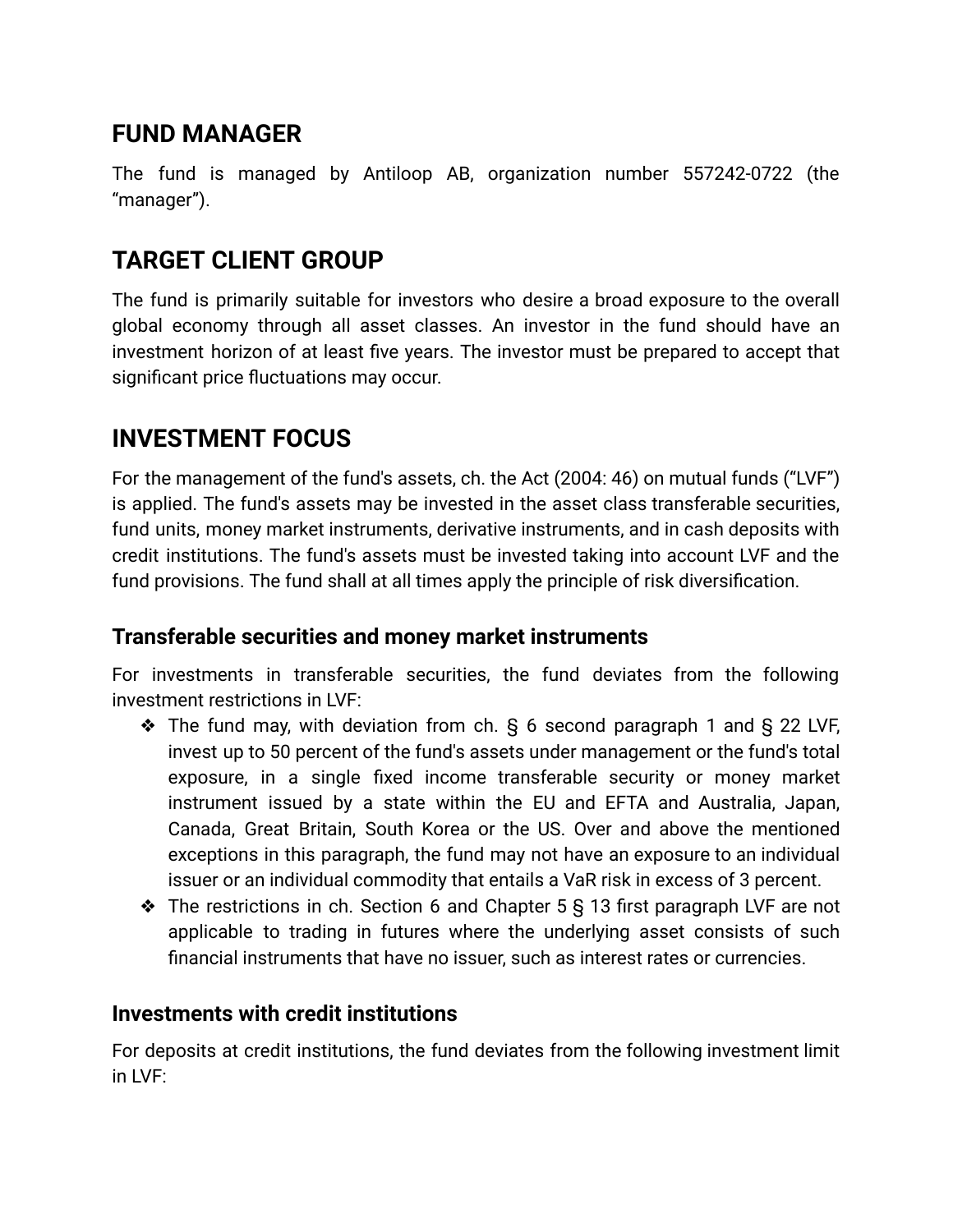## FUND MANAGER

The fund is managed by Antiloop AB, organization number 557242-0722 (the "manager").

## TARGET CLIENT GROUP

The fund is primarily suitable for investors who desire a broad exposure to the overall global economy through all asset classes. An investor in the fund should have an investment horizon of at least five years. The investor must be prepared to accept that significant price fluctuations may occur.

## INVESTMENT FOCUS

For the management of the fund's assets, ch. the Act (2004: 46) on mutual funds ("LVF") is applied. The fund's assets may be invested in the asset class transferable securities, fund units, money market instruments, derivative instruments, and in cash deposits with credit institutions. The fund's assets must be invested taking into account LVF and the fund provisions. The fund shall at all times apply the principle of risk diversification.

### Transferable securities and money market instruments

For investments in transferable securities, the fund deviates from the following investment restrictions in LVF:

- ❖ The fund may, with deviation from ch. § 6 second paragraph 1 and § 22 LVF, invest up to 50 percent of the fund's assets under management or the fund's total exposure, in a single fixed income transferable security or money market instrument issued by a state within the EU and EFTA and Australia, Japan, Canada, Great Britain, South Korea or the US. Over and above the mentioned exceptions in this paragraph, the fund may not have an exposure to an individual issuer or an individual commodity that entails a VaR risk in excess of 3 percent.
- ❖ The restrictions in ch. Section 6 and Chapter 5 § 13 first paragraph LVF are not applicable to trading in futures where the underlying asset consists of such financial instruments that have no issuer, such as interest rates or currencies.

### Investments with credit institutions

For deposits at credit institutions, the fund deviates from the following investment limit in LVF: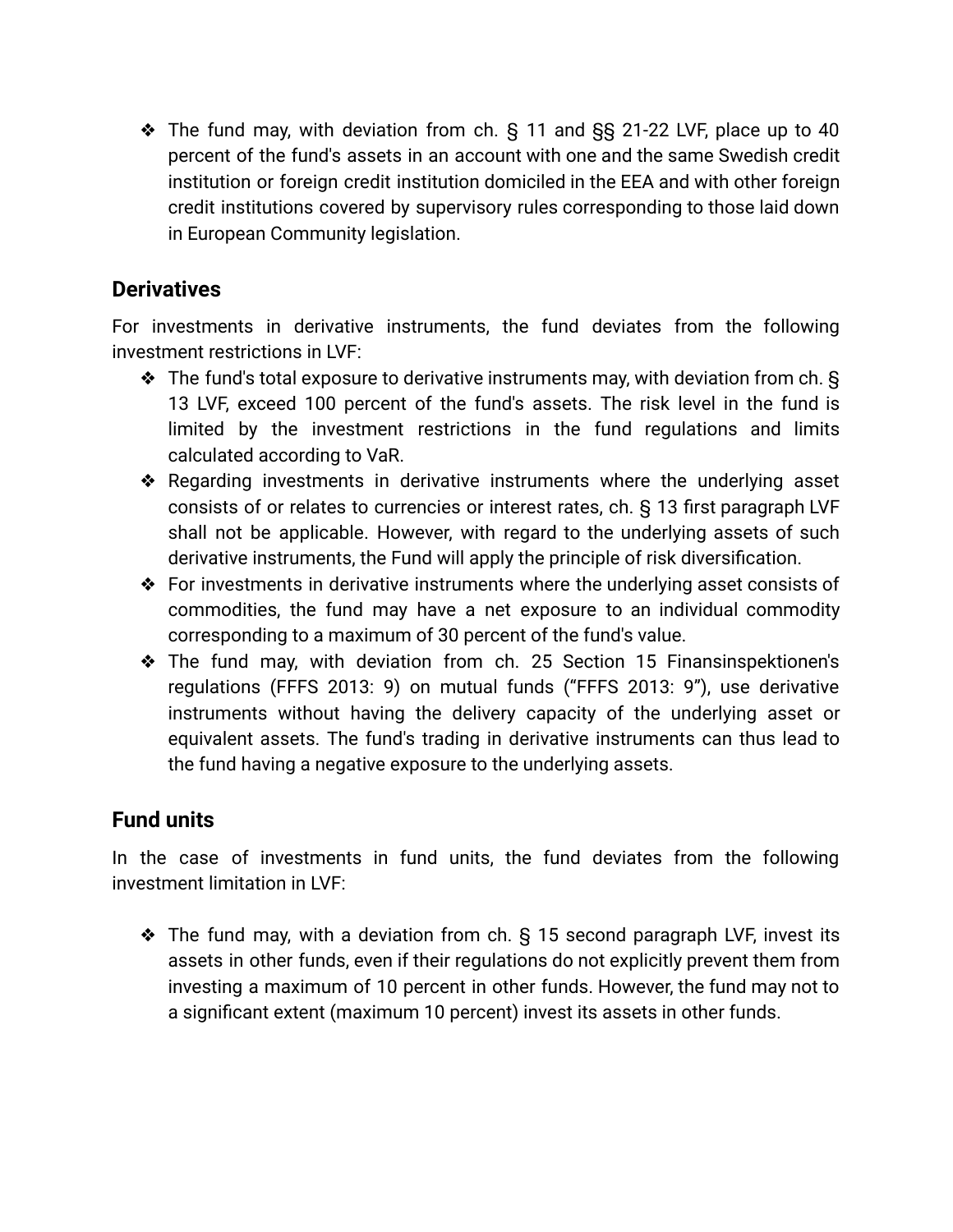- The fund may, with deviation from ch. § 11 and §§ 21-22 LVF, place up to 40 percent of the fund's assets in an account with one and the same Swedish credit institution or foreign credit institution domiciled in the EEA and with other foreign credit institutions covered by supervisory rules corresponding to those laid down in European Community legislation.

## Derivatives

For investments in derivative instruments, the fund deviates from the following investment restrictions in LVF:

- The fund's total exposure to derivative instruments may, with deviation from ch. § 13 LVF, exceed 100 percent of the fund's assets. The risk level in the fund is limited by the investment restrictions in the fund regulations and limits calculated according to VaR.
- Regarding investments in derivative instruments where the underlying asset consists of or relates to currencies or interest rates, ch. § 13 first paragraph LVF shall not be applicable. However, with regard to the underlying assets of such derivative instruments, the Fund will apply the principle of risk diversification.
- For investments in derivative instruments where the underlying asset consists of commodities, the fund may have a net exposure to an individual commodity corresponding to a maximum of 30 percent of the fund's value.
- The fund may, with deviation from ch. 25 Section 15 Finansinspektionen's regulations (FFFS 2013: 9) on mutual funds ("FFFS 2013: 9"), use derivative instruments without having the delivery capacity of the underlying asset or equivalent assets. The fund's trading in derivative instruments can thus lead to the fund having a negative exposure to the underlying assets.

## Fund units

In the case of investments in fund units, the fund deviates from the following investment limitation in LVF:

- The fund may, with a deviation from ch. § 15 second paragraph LVF, invest its assets in other funds, even if their regulations do not explicitly prevent them from investing a maximum of 10 percent in other funds. However, the fund may not to a significant extent (maximum 10 percent) invest its assets in other funds.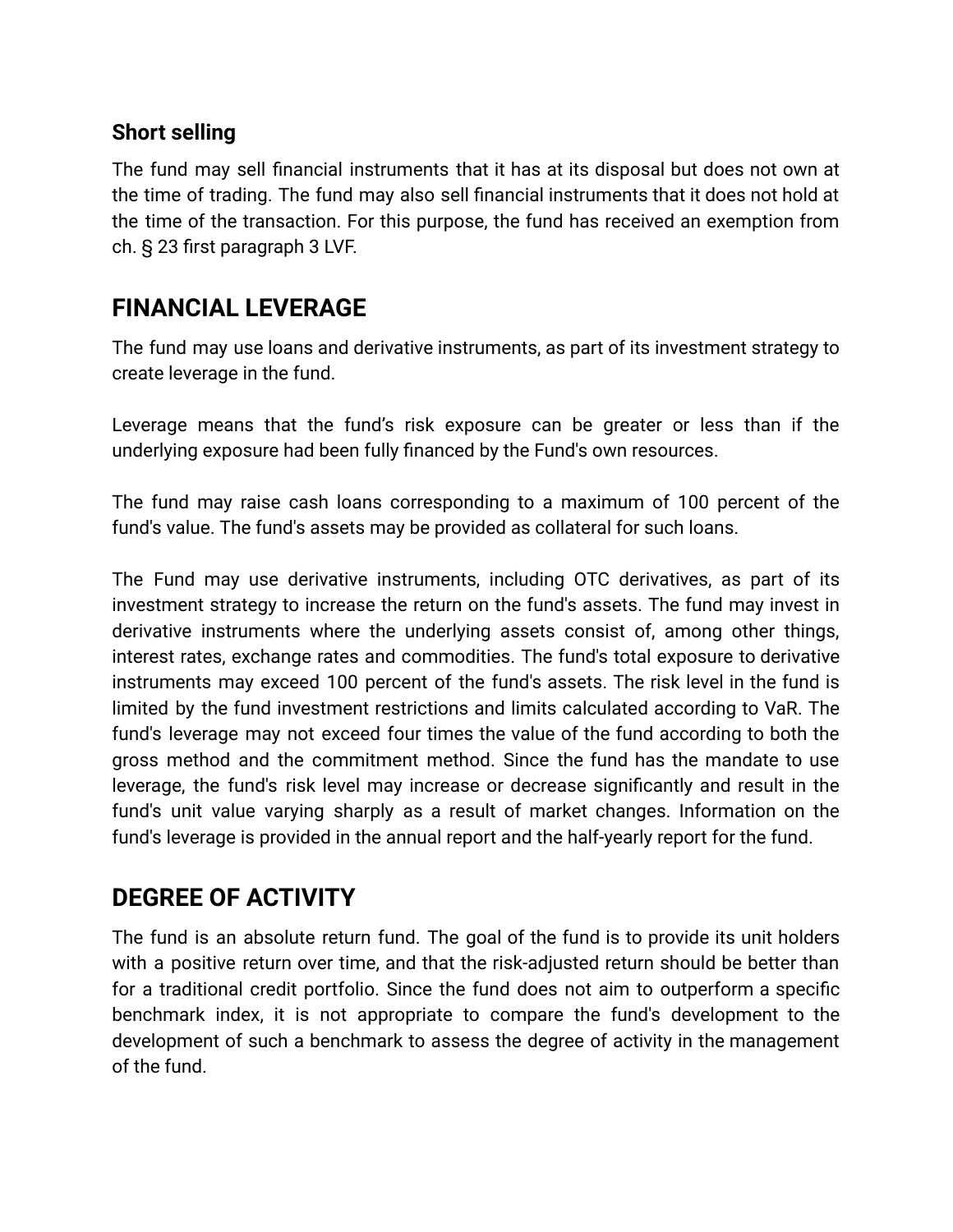### Short selling

The fund may sell financial instruments that it has at its disposal but does not own at the time of trading. The fund may also sell financial instruments that it does not hold at the time of the transaction. For this purpose, the fund has received an exemption from ch. § 23 first paragraph 3 LVF.

## FINANCIAL LEVERAGE

The fund may use loans and derivative instruments, as part of its investment strategy to create leverage in the fund.

Leverage means that the fund's risk exposure can be greater or less than if the underlying exposure had been fully financed by the Fund's own resources.

The fund may raise cash loans corresponding to a maximum of 100 percent of the fund's value. The fund's assets may be provided as collateral for such loans.

The Fund may use derivative instruments, including OTC derivatives, as part of its investment strategy to increase the return on the fund's assets. The fund may invest in derivative instruments where the underlying assets consist of, among other things, interest rates, exchange rates and commodities. The fund's total exposure to derivative instruments may exceed 100 percent of the fund's assets. The risk level in the fund is limited by the fund investment restrictions and limits calculated according to VaR. The fund's leverage may not exceed four times the value of the fund according to both the gross method and the commitment method. Since the fund has the mandate to use leverage, the fund's risk level may increase or decrease significantly and result in the fund's unit value varying sharply as a result of market changes. Information on the fund's leverage is provided in the annual report and the half-yearly report for the fund.

## DEGREE OF ACTIVITY

The fund is an absolute return fund. The goal of the fund is to provide its unit holders with a positive return over time, and that the risk-adjusted return should be better than for a traditional credit portfolio. Since the fund does not aim to outperform a specific benchmark index, it is not appropriate to compare the fund's development to the development of such a benchmark to assess the degree of activity in the management of the fund.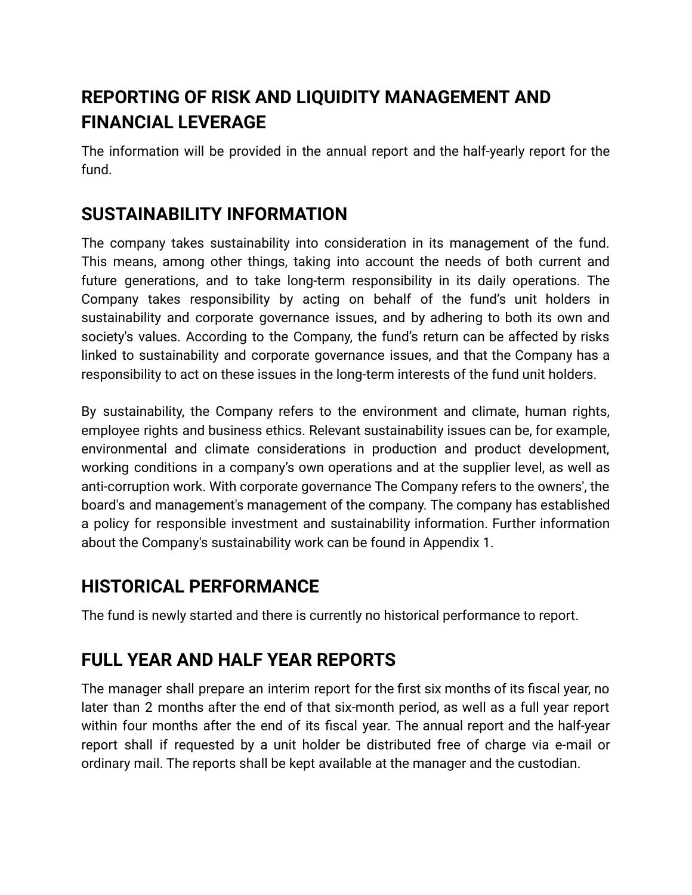## REPORTING OF RISK AND LIQUIDITY MANAGEMENT AND FINANCIAL LEVERAGE

The information will be provided in the annual report and the half-yearly report for the fund.

## SUSTAINABILITY INFORMATION

The company takes sustainability into consideration in its management of the fund. This means, among other things, taking into account the needs of both current and future generations, and to take long-term responsibility in its daily operations. The Company takes responsibility by acting on behalf of the fund's unit holders in sustainability and corporate governance issues, and by adhering to both its own and society's values. According to the Company, the fund's return can be affected by risks linked to sustainability and corporate governance issues, and that the Company has a responsibility to act on these issues in the long-term interests of the fund unit holders.

By sustainability, the Company refers to the environment and climate, human rights, employee rights and business ethics. Relevant sustainability issues can be, for example, environmental and climate considerations in production and product development, working conditions in a company's own operations and at the supplier level, as well as anti-corruption work. With corporate governance The Company refers to the owners', the board's and management's management of the company. The company has established a policy for responsible investment and sustainability information. Further information about the Company's sustainability work can be found in Appendix 1.

## HISTORICAL PERFORMANCE

The fund is newly started and there is currently no historical performance to report.

## FULL YEAR AND HALF YEAR REPORTS

The manager shall prepare an interim report for the first six months of its fiscal year, no later than 2 months after the end of that six-month period, as well as a full year report within four months after the end of its fiscal year. The annual report and the half-year report shall if requested by a unit holder be distributed free of charge via e-mail or ordinary mail. The reports shall be kept available at the manager and the custodian.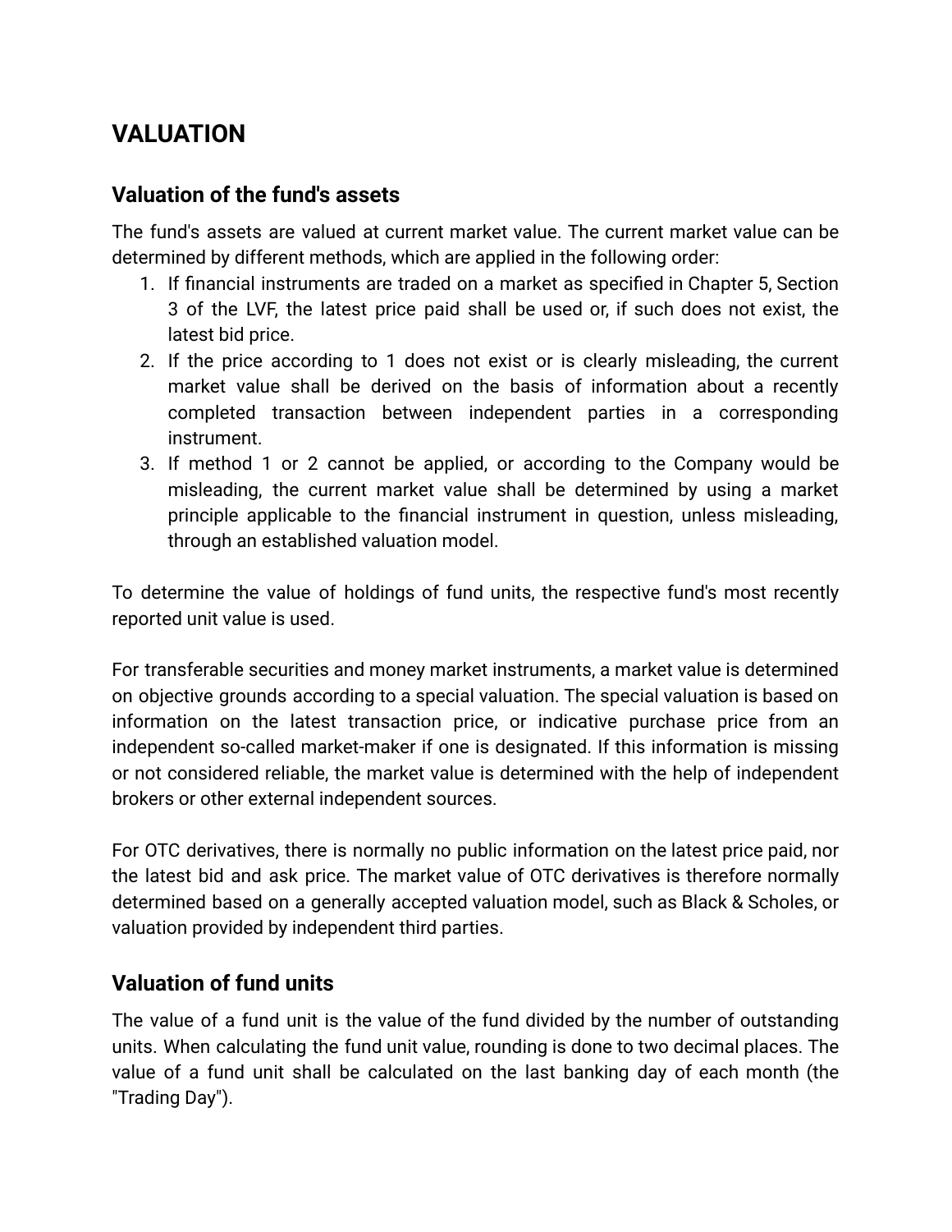# VALUATION

## Valuation of the fund's assets

The fund's assets are valued at current market value. The current market value can be determined by different methods, which are applied in the following order:

1. If financial instruments are traded on a market as specified in Chapter 5, Section 3 of the LVF, the latest price paid shall be used or, if such does not exist, the latest bid price.
2. If the price according to 1 does not exist or is clearly misleading, the current market value shall be derived on the basis of information about a recently completed transaction between independent parties in a corresponding instrument.
3. If method 1 or 2 cannot be applied, or according to the Company would be misleading, the current market value shall be determined by using a market principle applicable to the financial instrument in question, unless misleading, through an established valuation model.

To determine the value of holdings of fund units, the respective fund's most recently reported unit value is used.

For transferable securities and money market instruments, a market value is determined on objective grounds according to a special valuation. The special valuation is based on information on the latest transaction price, or indicative purchase price from an independent so-called market-maker if one is designated. If this information is missing or not considered reliable, the market value is determined with the help of independent brokers or other external independent sources.

For OTC derivatives, there is normally no public information on the latest price paid, nor the latest bid and ask price. The market value of OTC derivatives is therefore normally determined based on a generally accepted valuation model, such as Black & Scholes, or valuation provided by independent third parties.

## Valuation of fund units

The value of a fund unit is the value of the fund divided by the number of outstanding units. When calculating the fund unit value, rounding is done to two decimal places. The value of a fund unit shall be calculated on the last banking day of each month (the "Trading Day").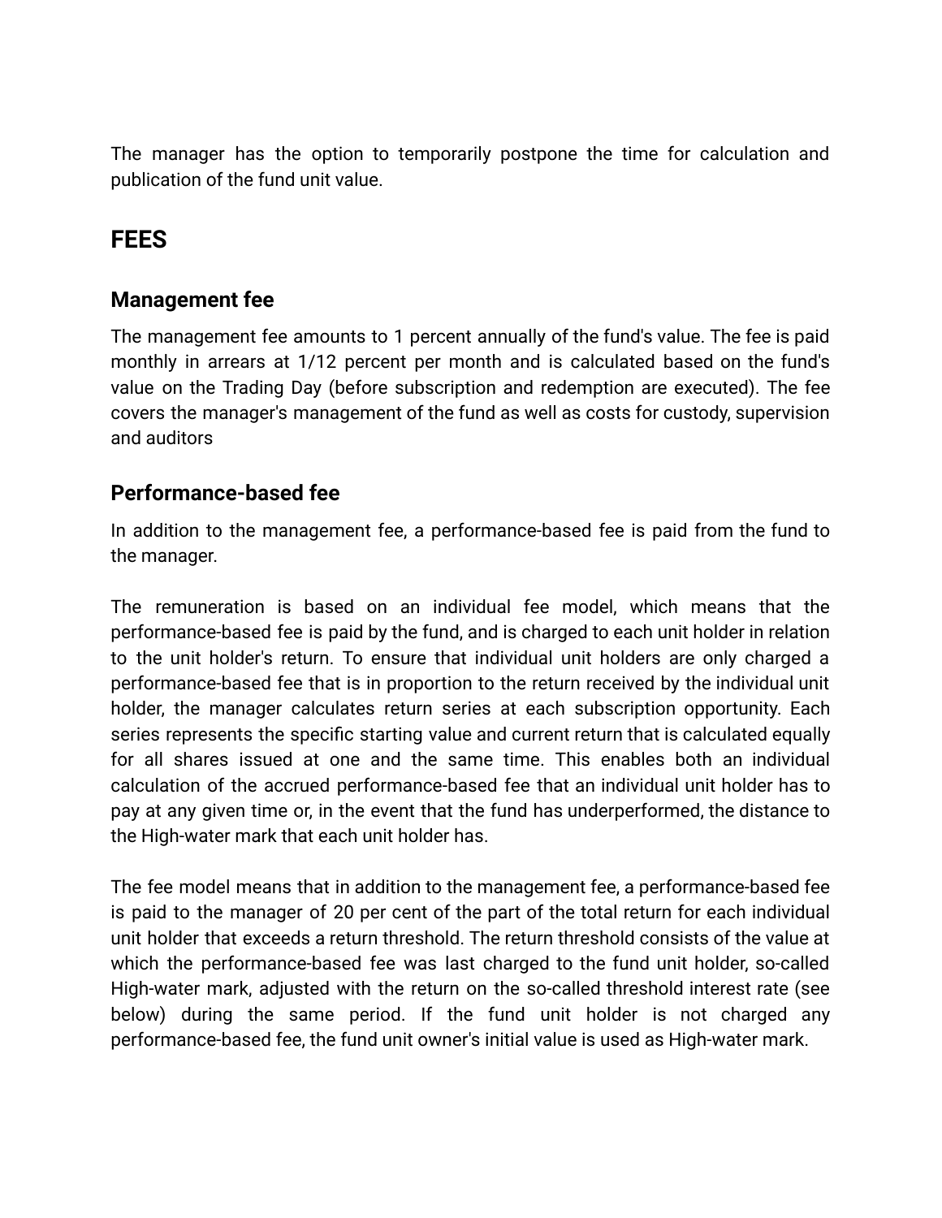The manager has the option to temporarily postpone the time for calculation and publication of the fund unit value.

## FEES

### Management fee

The management fee amounts to 1 percent annually of the fund's value. The fee is paid monthly in arrears at 1/12 percent per month and is calculated based on the fund's value on the Trading Day (before subscription and redemption are executed). The fee covers the manager's management of the fund as well as costs for custody, supervision and auditors

### Performance-based fee

In addition to the management fee, a performance-based fee is paid from the fund to the manager.

The remuneration is based on an individual fee model, which means that the performance-based fee is paid by the fund, and is charged to each unit holder in relation to the unit holder's return. To ensure that individual unit holders are only charged a performance-based fee that is in proportion to the return received by the individual unit holder, the manager calculates return series at each subscription opportunity. Each series represents the specific starting value and current return that is calculated equally for all shares issued at one and the same time. This enables both an individual calculation of the accrued performance-based fee that an individual unit holder has to pay at any given time or, in the event that the fund has underperformed, the distance to the High-water mark that each unit holder has.

The fee model means that in addition to the management fee, a performance-based fee is paid to the manager of 20 per cent of the part of the total return for each individual unit holder that exceeds a return threshold. The return threshold consists of the value at which the performance-based fee was last charged to the fund unit holder, so-called High-water mark, adjusted with the return on the so-called threshold interest rate (see below) during the same period. If the fund unit holder is not charged any performance-based fee, the fund unit owner's initial value is used as High-water mark.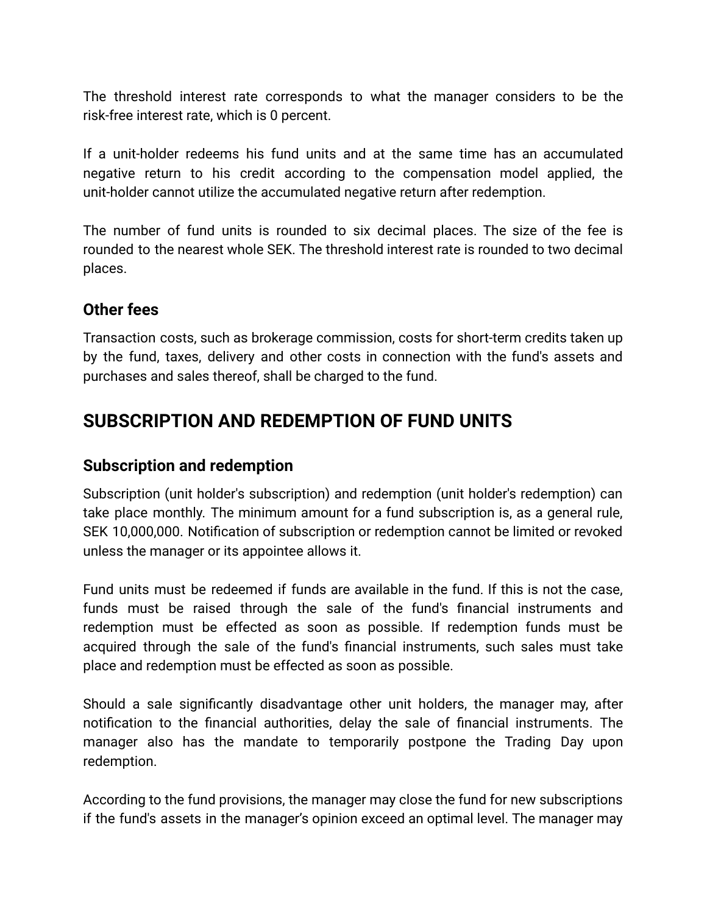The threshold interest rate corresponds to what the manager considers to be the risk-free interest rate, which is 0 percent.

If a unit-holder redeems his fund units and at the same time has an accumulated negative return to his credit according to the compensation model applied, the unit-holder cannot utilize the accumulated negative return after redemption.

The number of fund units is rounded to six decimal places. The size of the fee is rounded to the nearest whole SEK. The threshold interest rate is rounded to two decimal places.

### Other fees

Transaction costs, such as brokerage commission, costs for short-term credits taken up by the fund, taxes, delivery and other costs in connection with the fund's assets and purchases and sales thereof, shall be charged to the fund.

## SUBSCRIPTION AND REDEMPTION OF FUND UNITS

### Subscription and redemption

Subscription (unit holder's subscription) and redemption (unit holder's redemption) can take place monthly. The minimum amount for a fund subscription is, as a general rule, SEK 10,000,000. Notification of subscription or redemption cannot be limited or revoked unless the manager or its appointee allows it.

Fund units must be redeemed if funds are available in the fund. If this is not the case, funds must be raised through the sale of the fund's financial instruments and redemption must be effected as soon as possible. If redemption funds must be acquired through the sale of the fund's financial instruments, such sales must take place and redemption must be effected as soon as possible.

Should a sale significantly disadvantage other unit holders, the manager may, after notification to the financial authorities, delay the sale of financial instruments. The manager also has the mandate to temporarily postpone the Trading Day upon redemption.

According to the fund provisions, the manager may close the fund for new subscriptions if the fund's assets in the manager's opinion exceed an optimal level. The manager may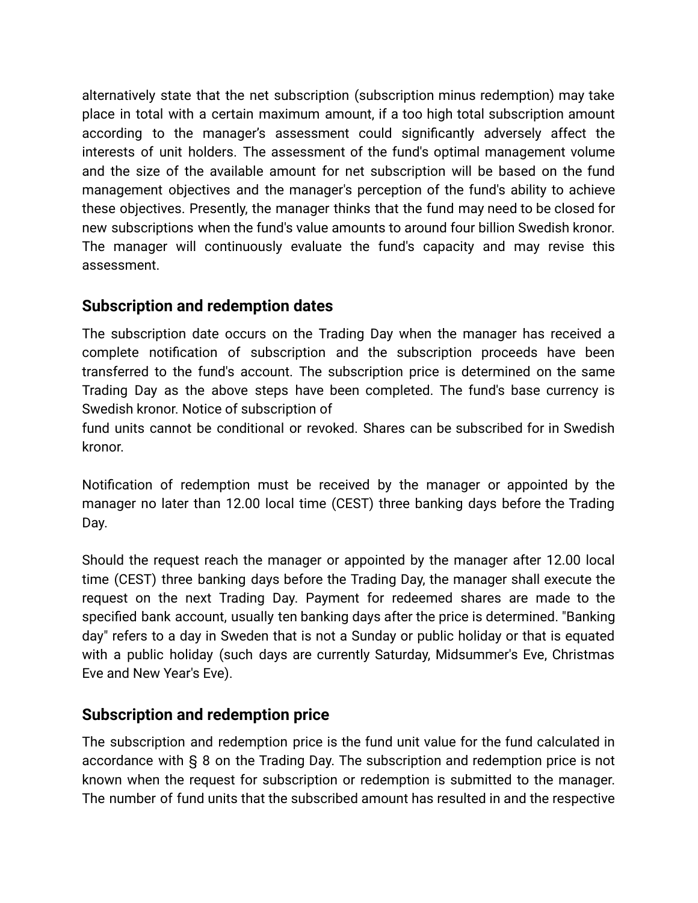alternatively state that the net subscription (subscription minus redemption) may take place in total with a certain maximum amount, if a too high total subscription amount according to the manager's assessment could significantly adversely affect the interests of unit holders. The assessment of the fund's optimal management volume and the size of the available amount for net subscription will be based on the fund management objectives and the manager's perception of the fund's ability to achieve these objectives. Presently, the manager thinks that the fund may need to be closed for new subscriptions when the fund's value amounts to around four billion Swedish kronor. The manager will continuously evaluate the fund's capacity and may revise this assessment.

## Subscription and redemption dates

The subscription date occurs on the Trading Day when the manager has received a complete notification of subscription and the subscription proceeds have been transferred to the fund's account. The subscription price is determined on the same Trading Day as the above steps have been completed. The fund's base currency is Swedish kronor. Notice of subscription of fund units cannot be conditional or revoked. Shares can be subscribed for in Swedish kronor.

Notification of redemption must be received by the manager or appointed by the manager no later than 12.00 local time (CEST) three banking days before the Trading Day.

Should the request reach the manager or appointed by the manager after 12.00 local time (CEST) three banking days before the Trading Day, the manager shall execute the request on the next Trading Day. Payment for redeemed shares are made to the specified bank account, usually ten banking days after the price is determined. "Banking day" refers to a day in Sweden that is not a Sunday or public holiday or that is equated with a public holiday (such days are currently Saturday, Midsummer's Eve, Christmas Eve and New Year's Eve).

## Subscription and redemption price

The subscription and redemption price is the fund unit value for the fund calculated in accordance with § 8 on the Trading Day. The subscription and redemption price is not known when the request for subscription or redemption is submitted to the manager. The number of fund units that the subscribed amount has resulted in and the respective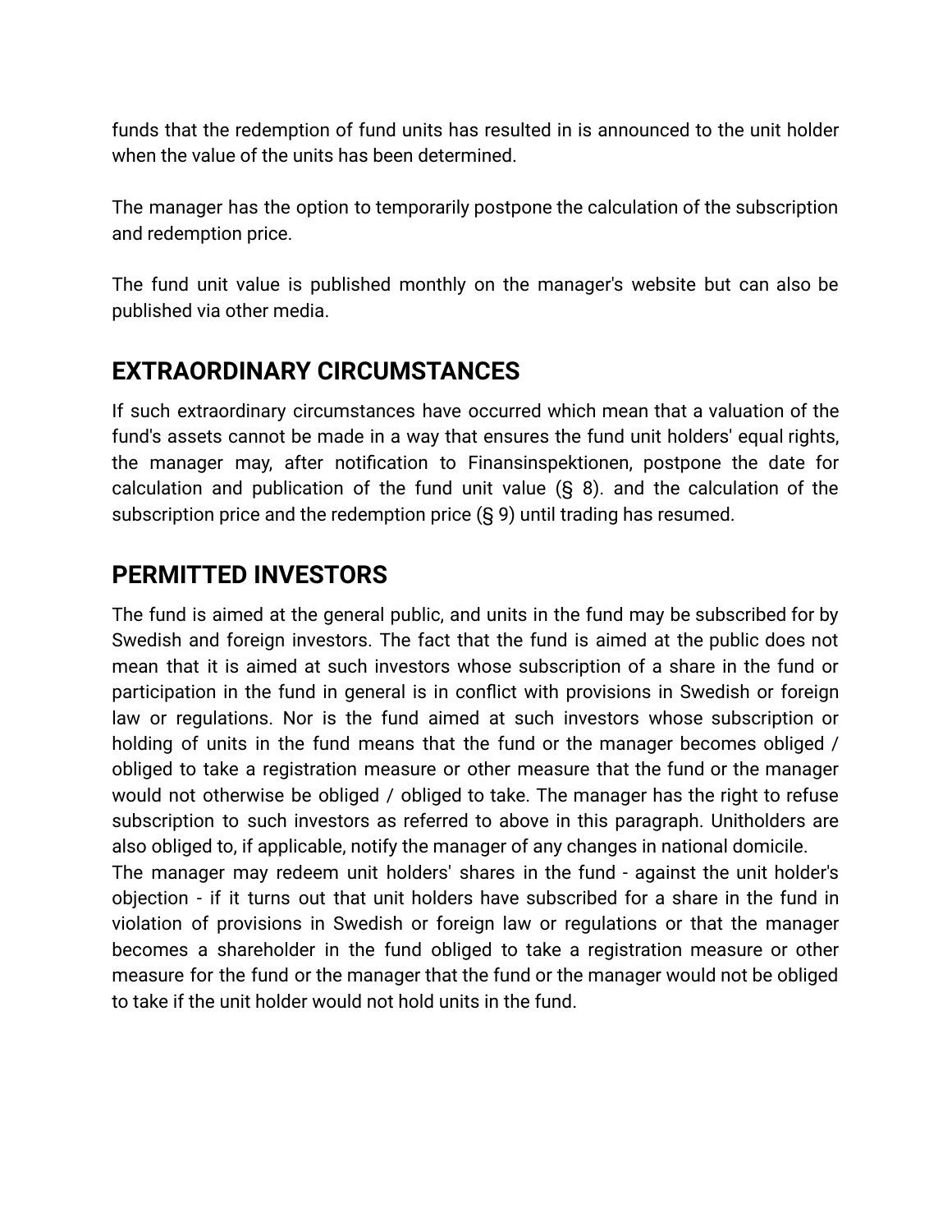funds that the redemption of fund units has resulted in is announced to the unit holder when the value of the units has been determined.

The manager has the option to temporarily postpone the calculation of the subscription and redemption price.

The fund unit value is published monthly on the manager's website but can also be published via other media.

## EXTRAORDINARY CIRCUMSTANCES

If such extraordinary circumstances have occurred which mean that a valuation of the fund's assets cannot be made in a way that ensures the fund unit holders' equal rights, the manager may, after notification to Finansinspektionen, postpone the date for calculation and publication of the fund unit value (§ 8). and the calculation of the subscription price and the redemption price (§ 9) until trading has resumed.

## PERMITTED INVESTORS

The fund is aimed at the general public, and units in the fund may be subscribed for by Swedish and foreign investors. The fact that the fund is aimed at the public does not mean that it is aimed at such investors whose subscription of a share in the fund or participation in the fund in general is in conflict with provisions in Swedish or foreign law or regulations. Nor is the fund aimed at such investors whose subscription or holding of units in the fund means that the fund or the manager becomes obliged / obliged to take a registration measure or other measure that the fund or the manager would not otherwise be obliged / obliged to take. The manager has the right to refuse subscription to such investors as referred to above in this paragraph. Unitholders are also obliged to, if applicable, notify the manager of any changes in national domicile.
The manager may redeem unit holders' shares in the fund - against the unit holder's objection - if it turns out that unit holders have subscribed for a share in the fund in violation of provisions in Swedish or foreign law or regulations or that the manager becomes a shareholder in the fund obliged to take a registration measure or other measure for the fund or the manager that the fund or the manager would not be obliged to take if the unit holder would not hold units in the fund.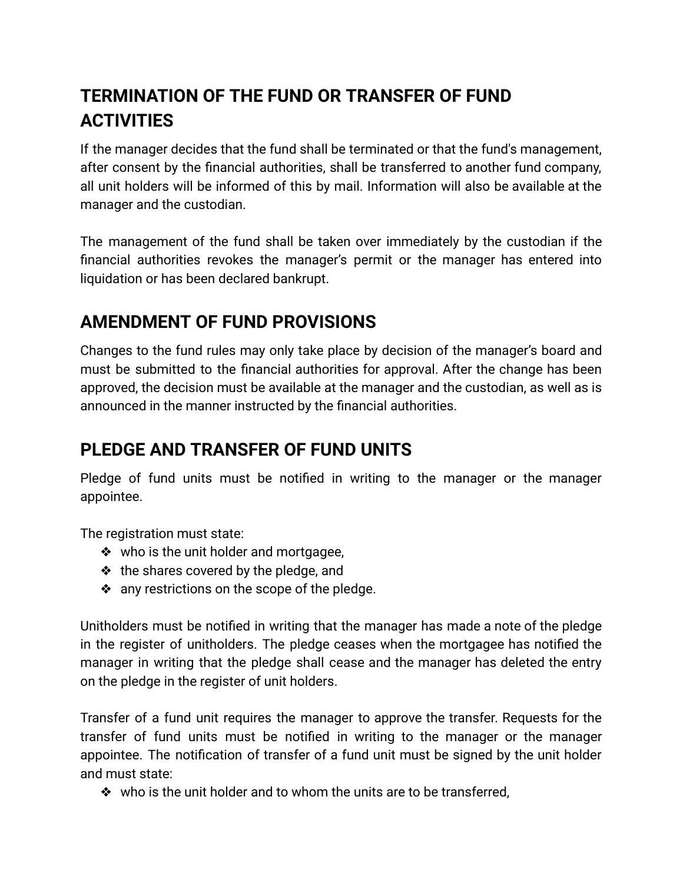## TERMINATION OF THE FUND OR TRANSFER OF FUND ACTIVITIES

If the manager decides that the fund shall be terminated or that the fund's management, after consent by the financial authorities, shall be transferred to another fund company, all unit holders will be informed of this by mail. Information will also be available at the manager and the custodian.

The management of the fund shall be taken over immediately by the custodian if the financial authorities revokes the manager's permit or the manager has entered into liquidation or has been declared bankrupt.

## AMENDMENT OF FUND PROVISIONS

Changes to the fund rules may only take place by decision of the manager's board and must be submitted to the financial authorities for approval. After the change has been approved, the decision must be available at the manager and the custodian, as well as is announced in the manner instructed by the financial authorities.

## PLEDGE AND TRANSFER OF FUND UNITS

Pledge of fund units must be notified in writing to the manager or the manager appointee.

The registration must state:

- who is the unit holder and mortgagee,
- the shares covered by the pledge, and
- any restrictions on the scope of the pledge.

Unitholders must be notified in writing that the manager has made a note of the pledge in the register of unitholders. The pledge ceases when the mortgagee has notified the manager in writing that the pledge shall cease and the manager has deleted the entry on the pledge in the register of unit holders.

Transfer of a fund unit requires the manager to approve the transfer. Requests for the transfer of fund units must be notified in writing to the manager or the manager appointee. The notification of transfer of a fund unit must be signed by the unit holder and must state:

- who is the unit holder and to whom the units are to be transferred,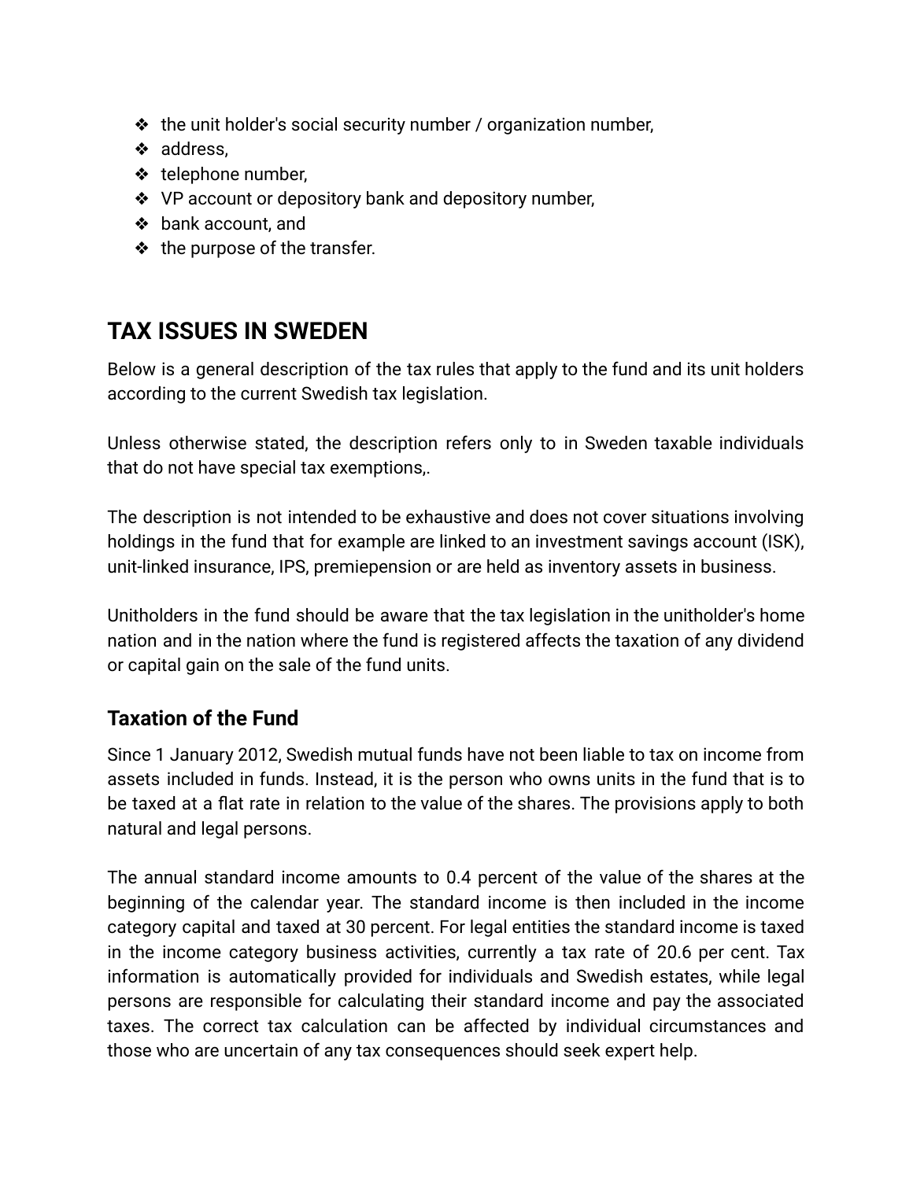- the unit holder's social security number / organization number,
- address,
- telephone number,
- VP account or depository bank and depository number,
- bank account, and
- the purpose of the transfer.

## TAX ISSUES IN SWEDEN

Below is a general description of the tax rules that apply to the fund and its unit holders according to the current Swedish tax legislation.

Unless otherwise stated, the description refers only to in Sweden taxable individuals that do not have special tax exemptions,.

The description is not intended to be exhaustive and does not cover situations involving holdings in the fund that for example are linked to an investment savings account (ISK), unit-linked insurance, IPS, premiepension or are held as inventory assets in business.

Unitholders in the fund should be aware that the tax legislation in the unitholder's home nation and in the nation where the fund is registered affects the taxation of any dividend or capital gain on the sale of the fund units.

### Taxation of the Fund

Since 1 January 2012, Swedish mutual funds have not been liable to tax on income from assets included in funds. Instead, it is the person who owns units in the fund that is to be taxed at a flat rate in relation to the value of the shares. The provisions apply to both natural and legal persons.

The annual standard income amounts to 0.4 percent of the value of the shares at the beginning of the calendar year. The standard income is then included in the income category capital and taxed at 30 percent. For legal entities the standard income is taxed in the income category business activities, currently a tax rate of 20.6 per cent. Tax information is automatically provided for individuals and Swedish estates, while legal persons are responsible for calculating their standard income and pay the associated taxes. The correct tax calculation can be affected by individual circumstances and those who are uncertain of any tax consequences should seek expert help.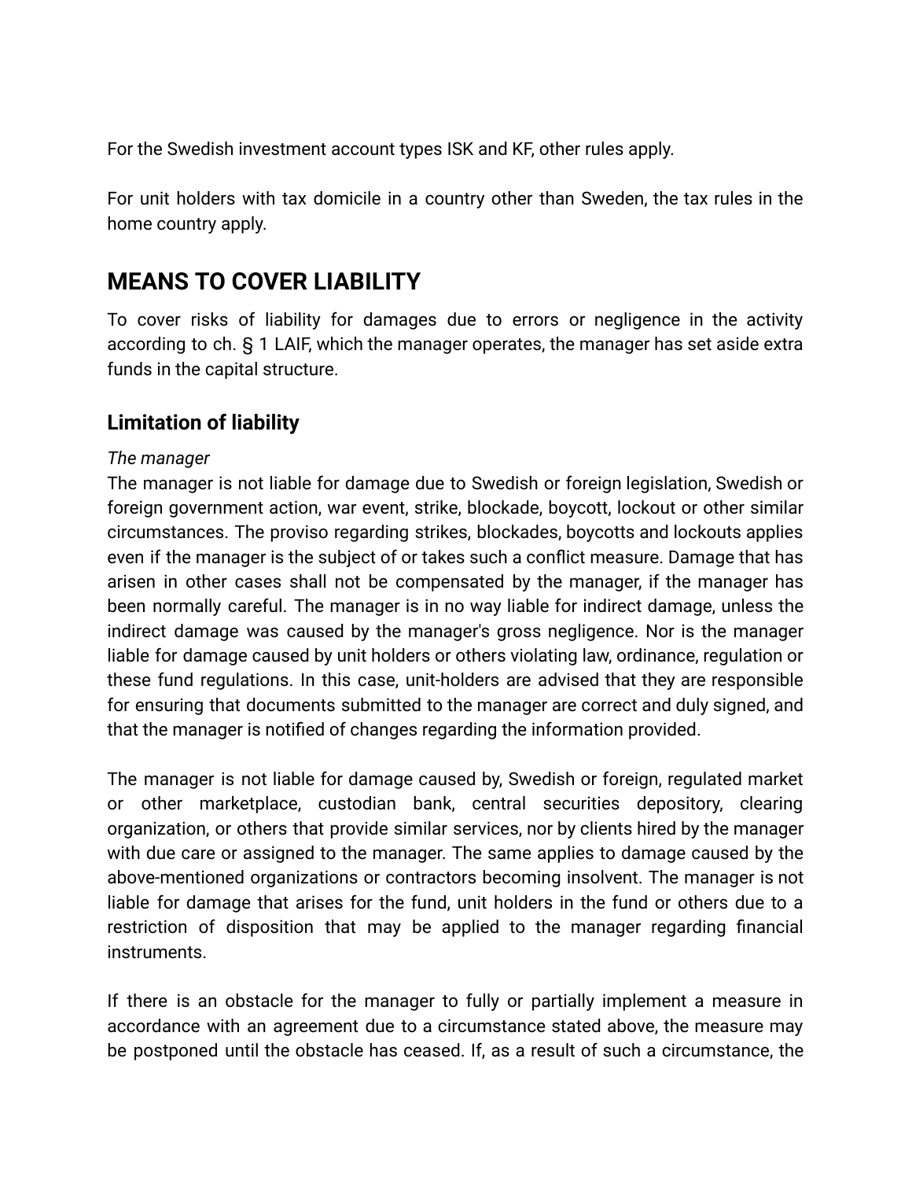For the Swedish investment account types ISK and KF, other rules apply.

For unit holders with tax domicile in a country other than Sweden, the tax rules in the home country apply.

# MEANS TO COVER LIABILITY

To cover risks of liability for damages due to errors or negligence in the activity according to ch. § 1 LAIF, which the manager operates, the manager has set aside extra funds in the capital structure.

## Limitation of liability

*The manager*

The manager is not liable for damage due to Swedish or foreign legislation, Swedish or foreign government action, war event, strike, blockade, boycott, lockout or other similar circumstances. The proviso regarding strikes, blockades, boycotts and lockouts applies even if the manager is the subject of or takes such a conflict measure. Damage that has arisen in other cases shall not be compensated by the manager, if the manager has been normally careful. The manager is in no way liable for indirect damage, unless the indirect damage was caused by the manager's gross negligence. Nor is the manager liable for damage caused by unit holders or others violating law, ordinance, regulation or these fund regulations. In this case, unit-holders are advised that they are responsible for ensuring that documents submitted to the manager are correct and duly signed, and that the manager is notified of changes regarding the information provided.

The manager is not liable for damage caused by, Swedish or foreign, regulated market or other marketplace, custodian bank, central securities depository, clearing organization, or others that provide similar services, nor by clients hired by the manager with due care or assigned to the manager. The same applies to damage caused by the above-mentioned organizations or contractors becoming insolvent. The manager is not liable for damage that arises for the fund, unit holders in the fund or others due to a restriction of disposition that may be applied to the manager regarding financial instruments.

If there is an obstacle for the manager to fully or partially implement a measure in accordance with an agreement due to a circumstance stated above, the measure may be postponed until the obstacle has ceased. If, as a result of such a circumstance, the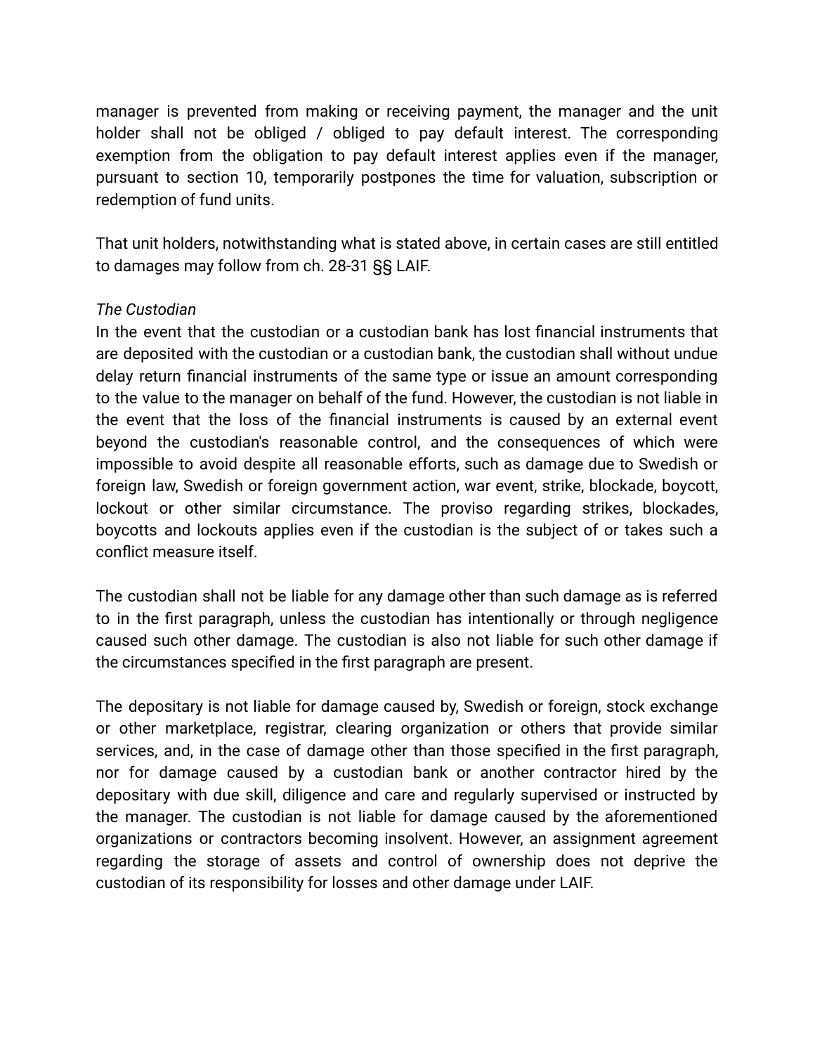manager is prevented from making or receiving payment, the manager and the unit holder shall not be obliged / obliged to pay default interest. The corresponding exemption from the obligation to pay default interest applies even if the manager, pursuant to section 10, temporarily postpones the time for valuation, subscription or redemption of fund units.

That unit holders, notwithstanding what is stated above, in certain cases are still entitled to damages may follow from ch. 28-31 §§ LAIF.

*The Custodian*

In the event that the custodian or a custodian bank has lost financial instruments that are deposited with the custodian or a custodian bank, the custodian shall without undue delay return financial instruments of the same type or issue an amount corresponding to the value to the manager on behalf of the fund. However, the custodian is not liable in the event that the loss of the financial instruments is caused by an external event beyond the custodian's reasonable control, and the consequences of which were impossible to avoid despite all reasonable efforts, such as damage due to Swedish or foreign law, Swedish or foreign government action, war event, strike, blockade, boycott, lockout or other similar circumstance. The proviso regarding strikes, blockades, boycotts and lockouts applies even if the custodian is the subject of or takes such a conflict measure itself.

The custodian shall not be liable for any damage other than such damage as is referred to in the first paragraph, unless the custodian has intentionally or through negligence caused such other damage. The custodian is also not liable for such other damage if the circumstances specified in the first paragraph are present.

The depositary is not liable for damage caused by, Swedish or foreign, stock exchange or other marketplace, registrar, clearing organization or others that provide similar services, and, in the case of damage other than those specified in the first paragraph, nor for damage caused by a custodian bank or another contractor hired by the depositary with due skill, diligence and care and regularly supervised or instructed by the manager. The custodian is not liable for damage caused by the aforementioned organizations or contractors becoming insolvent. However, an assignment agreement regarding the storage of assets and control of ownership does not deprive the custodian of its responsibility for losses and other damage under LAIF.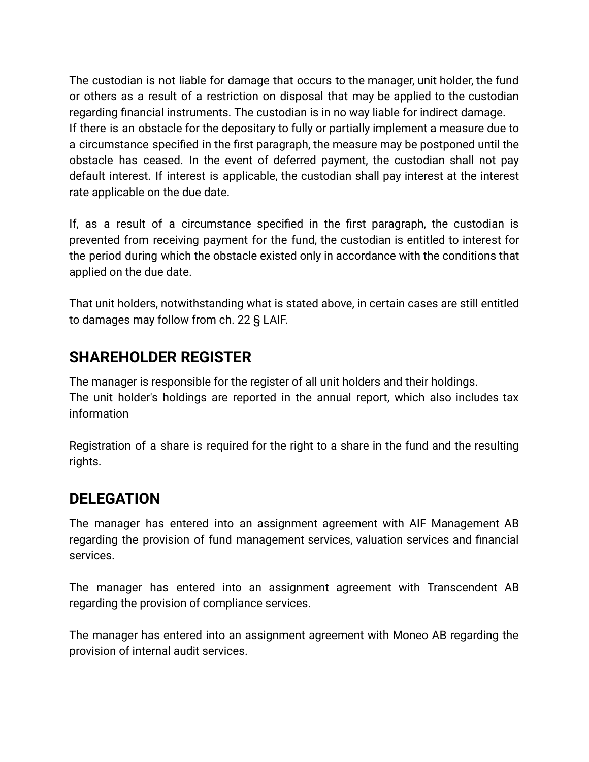The custodian is not liable for damage that occurs to the manager, unit holder, the fund or others as a result of a restriction on disposal that may be applied to the custodian regarding financial instruments. The custodian is in no way liable for indirect damage.
If there is an obstacle for the depositary to fully or partially implement a measure due to a circumstance specified in the first paragraph, the measure may be postponed until the obstacle has ceased. In the event of deferred payment, the custodian shall not pay default interest. If interest is applicable, the custodian shall pay interest at the interest rate applicable on the due date.

If, as a result of a circumstance specified in the first paragraph, the custodian is prevented from receiving payment for the fund, the custodian is entitled to interest for the period during which the obstacle existed only in accordance with the conditions that applied on the due date.

That unit holders, notwithstanding what is stated above, in certain cases are still entitled to damages may follow from ch. 22 § LAIF.

## SHAREHOLDER REGISTER

The manager is responsible for the register of all unit holders and their holdings.
The unit holder's holdings are reported in the annual report, which also includes tax information

Registration of a share is required for the right to a share in the fund and the resulting rights.

## DELEGATION

The manager has entered into an assignment agreement with AIF Management AB regarding the provision of fund management services, valuation services and financial services.

The manager has entered into an assignment agreement with Transcendent AB regarding the provision of compliance services.

The manager has entered into an assignment agreement with Moneo AB regarding the provision of internal audit services.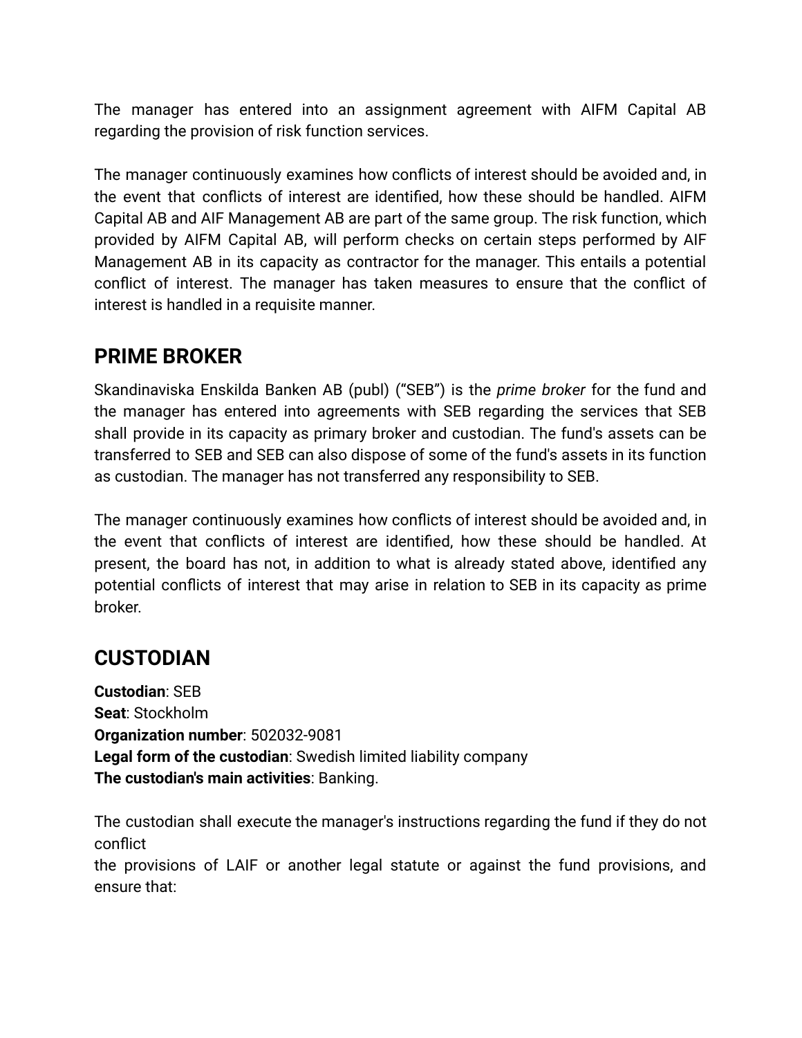The manager has entered into an assignment agreement with AIFM Capital AB regarding the provision of risk function services.

The manager continuously examines how conflicts of interest should be avoided and, in the event that conflicts of interest are identified, how these should be handled. AIFM Capital AB and AIF Management AB are part of the same group. The risk function, which provided by AIFM Capital AB, will perform checks on certain steps performed by AIF Management AB in its capacity as contractor for the manager. This entails a potential conflict of interest. The manager has taken measures to ensure that the conflict of interest is handled in a requisite manner.

## PRIME BROKER

Skandinaviska Enskilda Banken AB (publ) (“SEB”) is the *prime broker* for the fund and the manager has entered into agreements with SEB regarding the services that SEB shall provide in its capacity as primary broker and custodian. The fund's assets can be transferred to SEB and SEB can also dispose of some of the fund's assets in its function as custodian. The manager has not transferred any responsibility to SEB.

The manager continuously examines how conflicts of interest should be avoided and, in the event that conflicts of interest are identified, how these should be handled. At present, the board has not, in addition to what is already stated above, identified any potential conflicts of interest that may arise in relation to SEB in its capacity as prime broker.

## CUSTODIAN

**Custodian**: SEB
**Seat**: Stockholm
**Organization number**: 502032-9081
**Legal form of the custodian**: Swedish limited liability company
**The custodian's main activities**: Banking.

The custodian shall execute the manager's instructions regarding the fund if they do not conflict
the provisions of LAIF or another legal statute or against the fund provisions, and ensure that: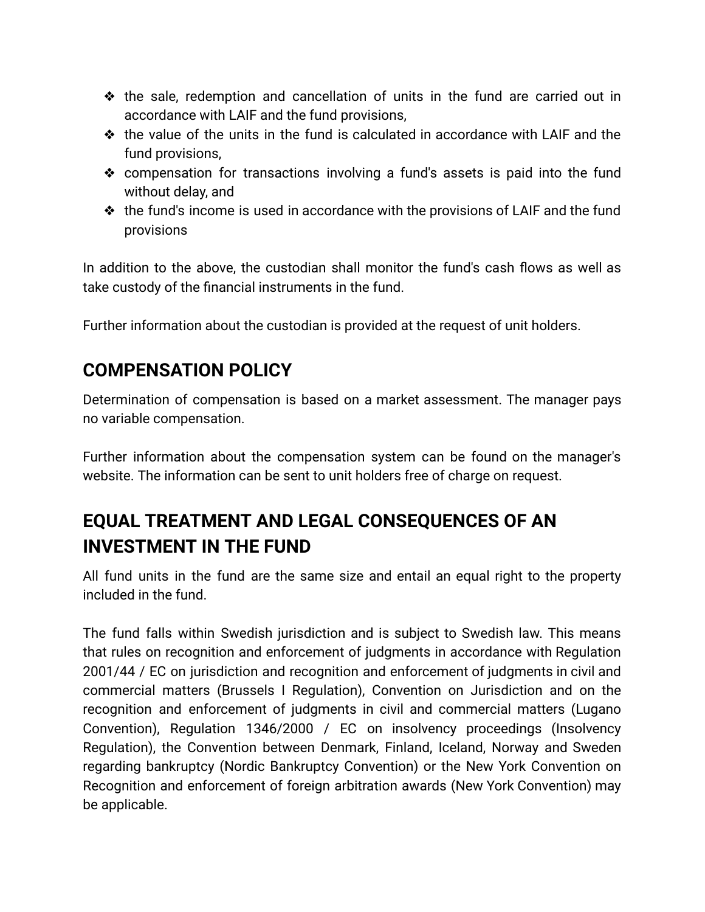- the sale, redemption and cancellation of units in the fund are carried out in accordance with LAIF and the fund provisions,
- the value of the units in the fund is calculated in accordance with LAIF and the fund provisions,
- compensation for transactions involving a fund's assets is paid into the fund without delay, and
- the fund's income is used in accordance with the provisions of LAIF and the fund provisions

In addition to the above, the custodian shall monitor the fund's cash flows as well as take custody of the financial instruments in the fund.

Further information about the custodian is provided at the request of unit holders.

## COMPENSATION POLICY

Determination of compensation is based on a market assessment. The manager pays no variable compensation.

Further information about the compensation system can be found on the manager's website. The information can be sent to unit holders free of charge on request.

## EQUAL TREATMENT AND LEGAL CONSEQUENCES OF AN INVESTMENT IN THE FUND

All fund units in the fund are the same size and entail an equal right to the property included in the fund.

The fund falls within Swedish jurisdiction and is subject to Swedish law. This means that rules on recognition and enforcement of judgments in accordance with Regulation 2001/44 / EC on jurisdiction and recognition and enforcement of judgments in civil and commercial matters (Brussels I Regulation), Convention on Jurisdiction and on the recognition and enforcement of judgments in civil and commercial matters (Lugano Convention), Regulation 1346/2000 / EC on insolvency proceedings (Insolvency Regulation), the Convention between Denmark, Finland, Iceland, Norway and Sweden regarding bankruptcy (Nordic Bankruptcy Convention) or the New York Convention on Recognition and enforcement of foreign arbitration awards (New York Convention) may be applicable.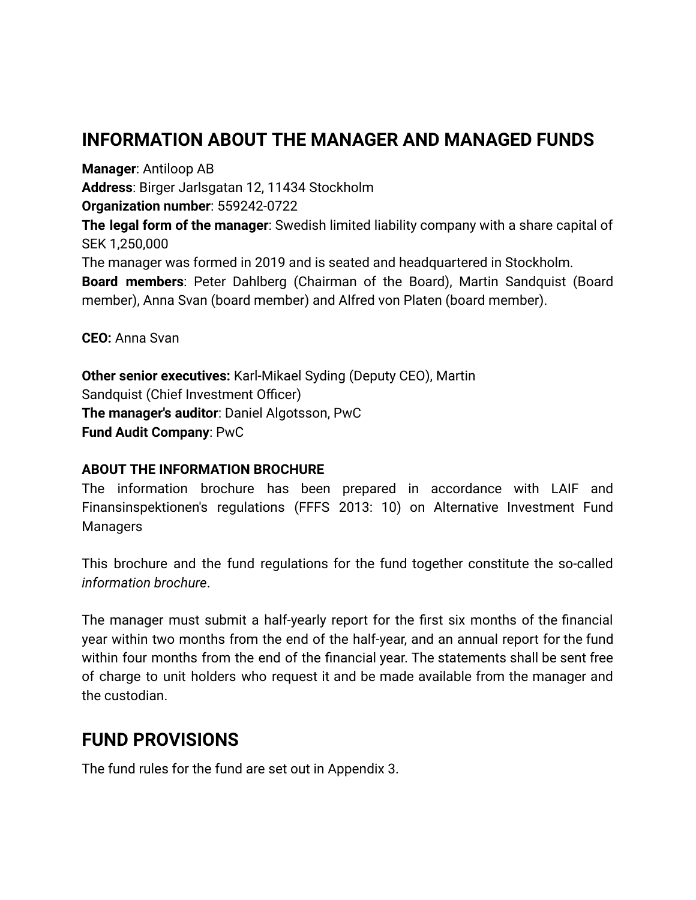## INFORMATION ABOUT THE MANAGER AND MANAGED FUNDS

**Manager**: Antiloop AB
**Address**: Birger Jarlsgatan 12, 11434 Stockholm
**Organization number**: 559242-0722
**The legal form of the manager**: Swedish limited liability company with a share capital of SEK 1,250,000
The manager was formed in 2019 and is seated and headquartered in Stockholm.
**Board members**: Peter Dahlberg (Chairman of the Board), Martin Sandquist (Board member), Anna Svan (board member) and Alfred von Platen (board member).

**CEO:** Anna Svan

**Other senior executives:** Karl-Mikael Syding (Deputy CEO), Martin Sandquist (Chief Investment Officer)
**The manager's auditor**: Daniel Algotsson, PwC
**Fund Audit Company**: PwC

**ABOUT THE INFORMATION BROCHURE**
The information brochure has been prepared in accordance with LAIF and Finansinspektionen's regulations (FFFS 2013: 10) on Alternative Investment Fund Managers

This brochure and the fund regulations for the fund together constitute the so-called *information brochure*.

The manager must submit a half-yearly report for the first six months of the financial year within two months from the end of the half-year, and an annual report for the fund within four months from the end of the financial year. The statements shall be sent free of charge to unit holders who request it and be made available from the manager and the custodian.

## FUND PROVISIONS

The fund rules for the fund are set out in Appendix 3.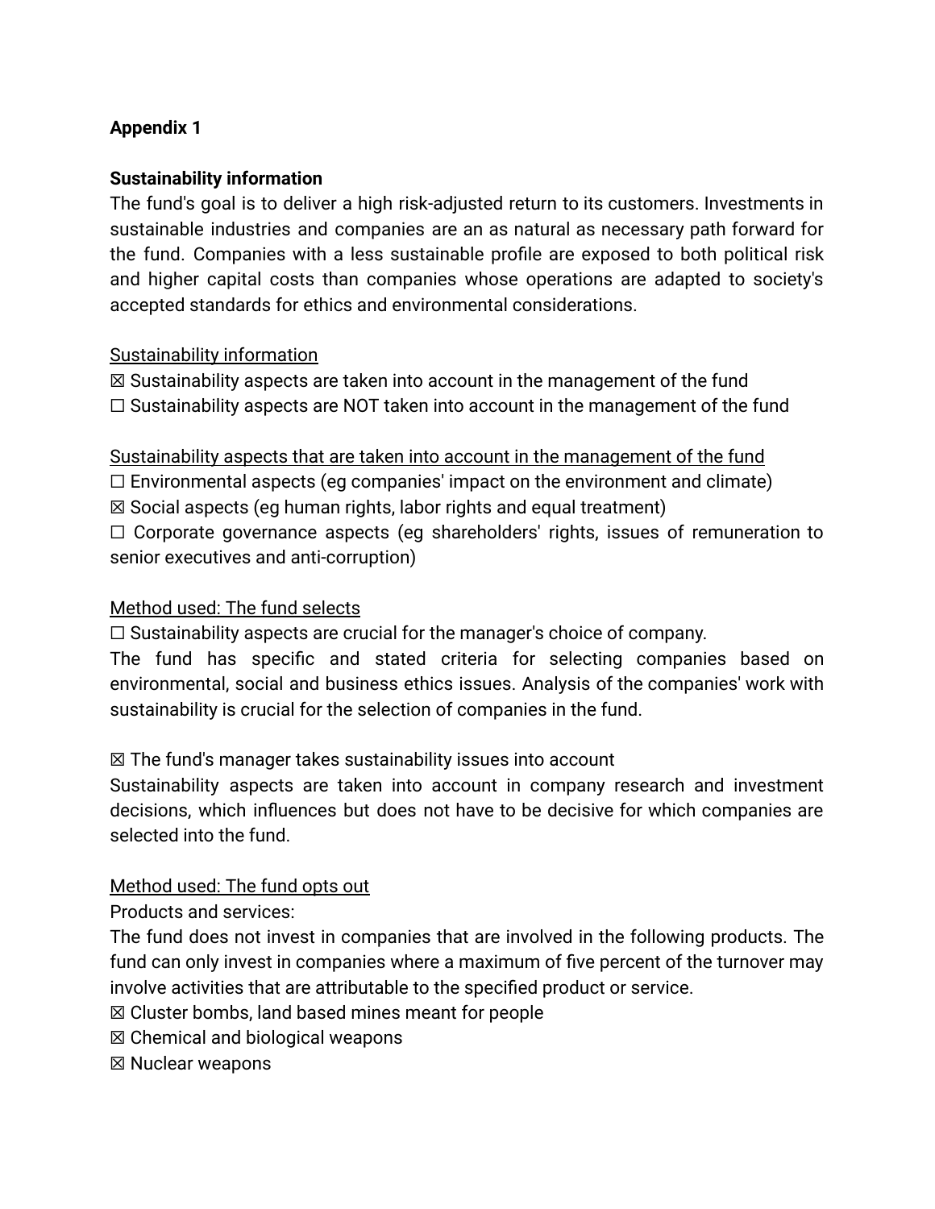**Appendix 1**

**Sustainability information**

The fund's goal is to deliver a high risk-adjusted return to its customers. Investments in sustainable industries and companies are an as natural as necessary path forward for the fund. Companies with a less sustainable profile are exposed to both political risk and higher capital costs than companies whose operations are adapted to society's accepted standards for ethics and environmental considerations.

<u>Sustainability information</u>

☒ Sustainability aspects are taken into account in the management of the fund

☐ Sustainability aspects are NOT taken into account in the management of the fund

<u>Sustainability aspects that are taken into account in the management of the fund</u>

☐ Environmental aspects (eg companies' impact on the environment and climate)

☒ Social aspects (eg human rights, labor rights and equal treatment)

☐ Corporate governance aspects (eg shareholders' rights, issues of remuneration to senior executives and anti-corruption)

<u>Method used: The fund selects</u>

☐ Sustainability aspects are crucial for the manager's choice of company.

The fund has specific and stated criteria for selecting companies based on environmental, social and business ethics issues. Analysis of the companies' work with sustainability is crucial for the selection of companies in the fund.

☒ The fund's manager takes sustainability issues into account

Sustainability aspects are taken into account in company research and investment decisions, which influences but does not have to be decisive for which companies are selected into the fund.

<u>Method used: The fund opts out</u>

Products and services:

The fund does not invest in companies that are involved in the following products. The fund can only invest in companies where a maximum of five percent of the turnover may involve activities that are attributable to the specified product or service.

☒ Cluster bombs, land based mines meant for people

☒ Chemical and biological weapons

☒ Nuclear weapons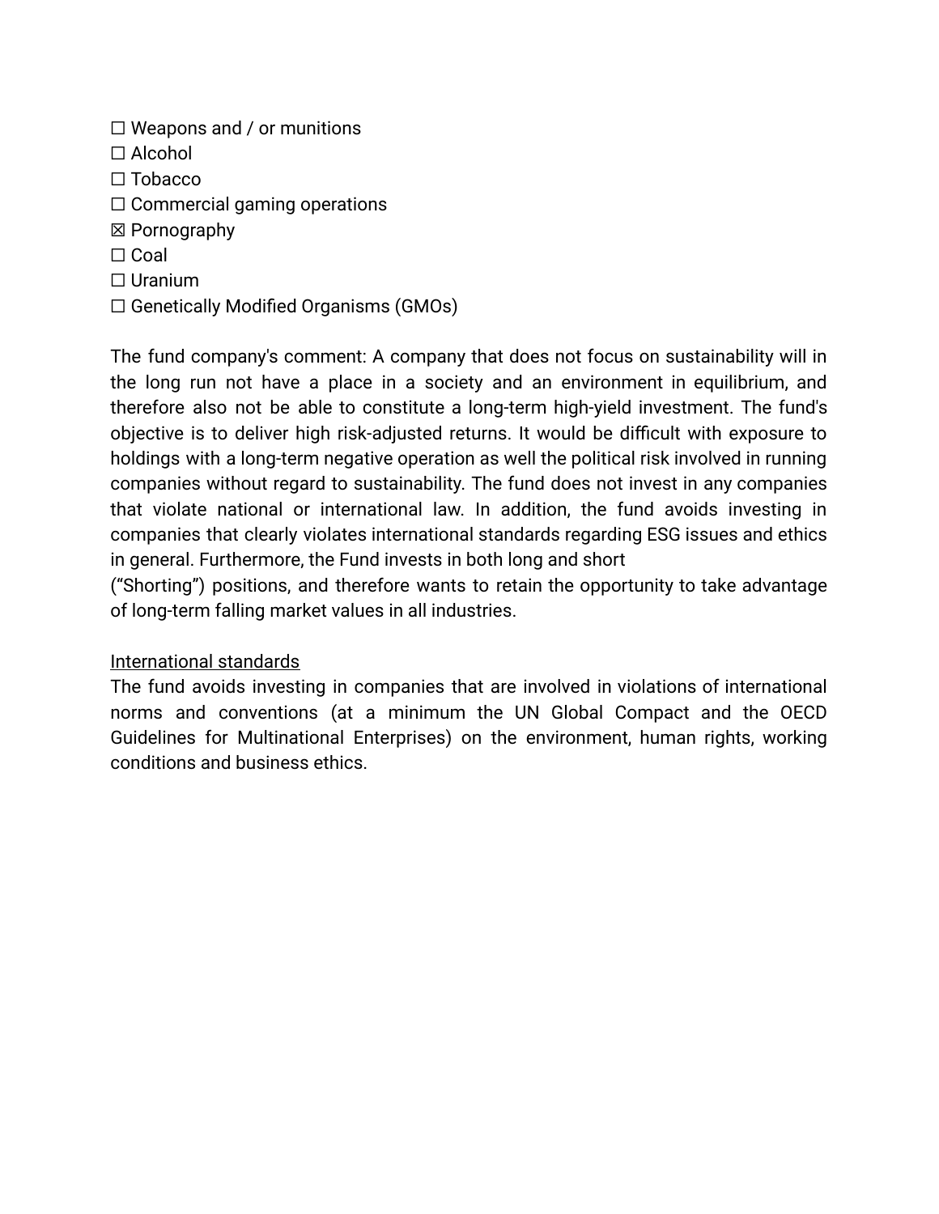☐ Weapons and / or munitions
☐ Alcohol
☐ Tobacco
☐ Commercial gaming operations
☒ Pornography
☐ Coal
☐ Uranium
☐ Genetically Modified Organisms (GMOs)

The fund company's comment: A company that does not focus on sustainability will in the long run not have a place in a society and an environment in equilibrium, and therefore also not be able to constitute a long-term high-yield investment. The fund's objective is to deliver high risk-adjusted returns. It would be difficult with exposure to holdings with a long-term negative operation as well the political risk involved in running companies without regard to sustainability. The fund does not invest in any companies that violate national or international law. In addition, the fund avoids investing in companies that clearly violates international standards regarding ESG issues and ethics in general. Furthermore, the Fund invests in both long and short ("Shorting") positions, and therefore wants to retain the opportunity to take advantage of long-term falling market values in all industries.

<u>International standards</u>

The fund avoids investing in companies that are involved in violations of international norms and conventions (at a minimum the UN Global Compact and the OECD Guidelines for Multinational Enterprises) on the environment, human rights, working conditions and business ethics.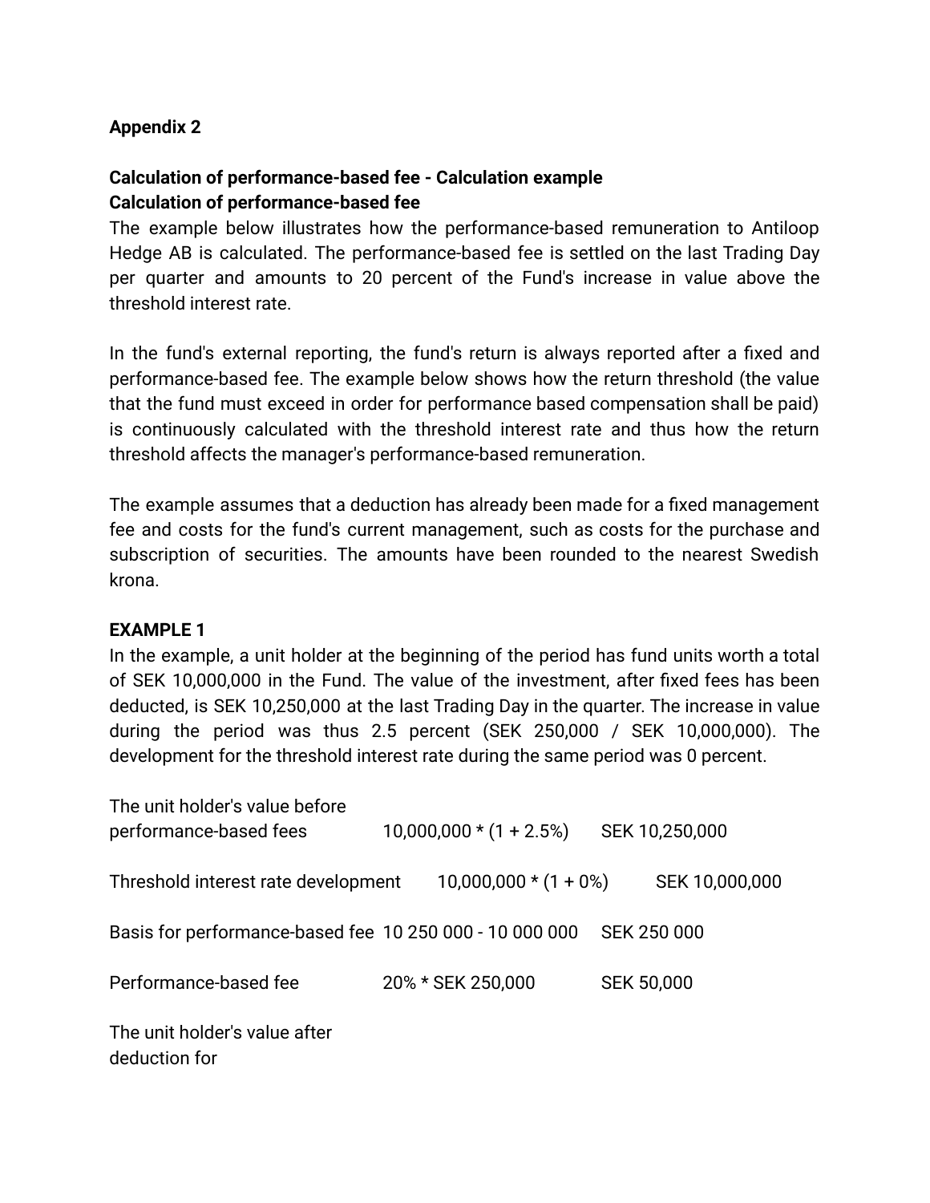**Appendix 2**

**Calculation of performance-based fee - Calculation example**
**Calculation of performance-based fee**

The example below illustrates how the performance-based remuneration to Antiloop Hedge AB is calculated. The performance-based fee is settled on the last Trading Day per quarter and amounts to 20 percent of the Fund's increase in value above the threshold interest rate.

In the fund's external reporting, the fund's return is always reported after a fixed and performance-based fee. The example below shows how the return threshold (the value that the fund must exceed in order for performance based compensation shall be paid) is continuously calculated with the threshold interest rate and thus how the return threshold affects the manager's performance-based remuneration.

The example assumes that a deduction has already been made for a fixed management fee and costs for the fund's current management, such as costs for the purchase and subscription of securities. The amounts have been rounded to the nearest Swedish krona.

**EXAMPLE 1**

In the example, a unit holder at the beginning of the period has fund units worth a total of SEK 10,000,000 in the Fund. The value of the investment, after fixed fees has been deducted, is SEK 10,250,000 at the last Trading Day in the quarter. The increase in value during the period was thus 2.5 percent (SEK 250,000 / SEK 10,000,000). The development for the threshold interest rate during the same period was 0 percent.

| | | |
|---|---|---|
| The unit holder's value before performance-based fees | 10,000,000 * (1 + 2.5%) | SEK 10,250,000 |
| Threshold interest rate development | 10,000,000 * (1 + 0%) | SEK 10,000,000 |
| Basis for performance-based fee | 10 250 000 - 10 000 000 | SEK 250 000 |
| Performance-based fee | 20% * SEK 250,000 | SEK 50,000 |
| The unit holder's value after deduction for | | |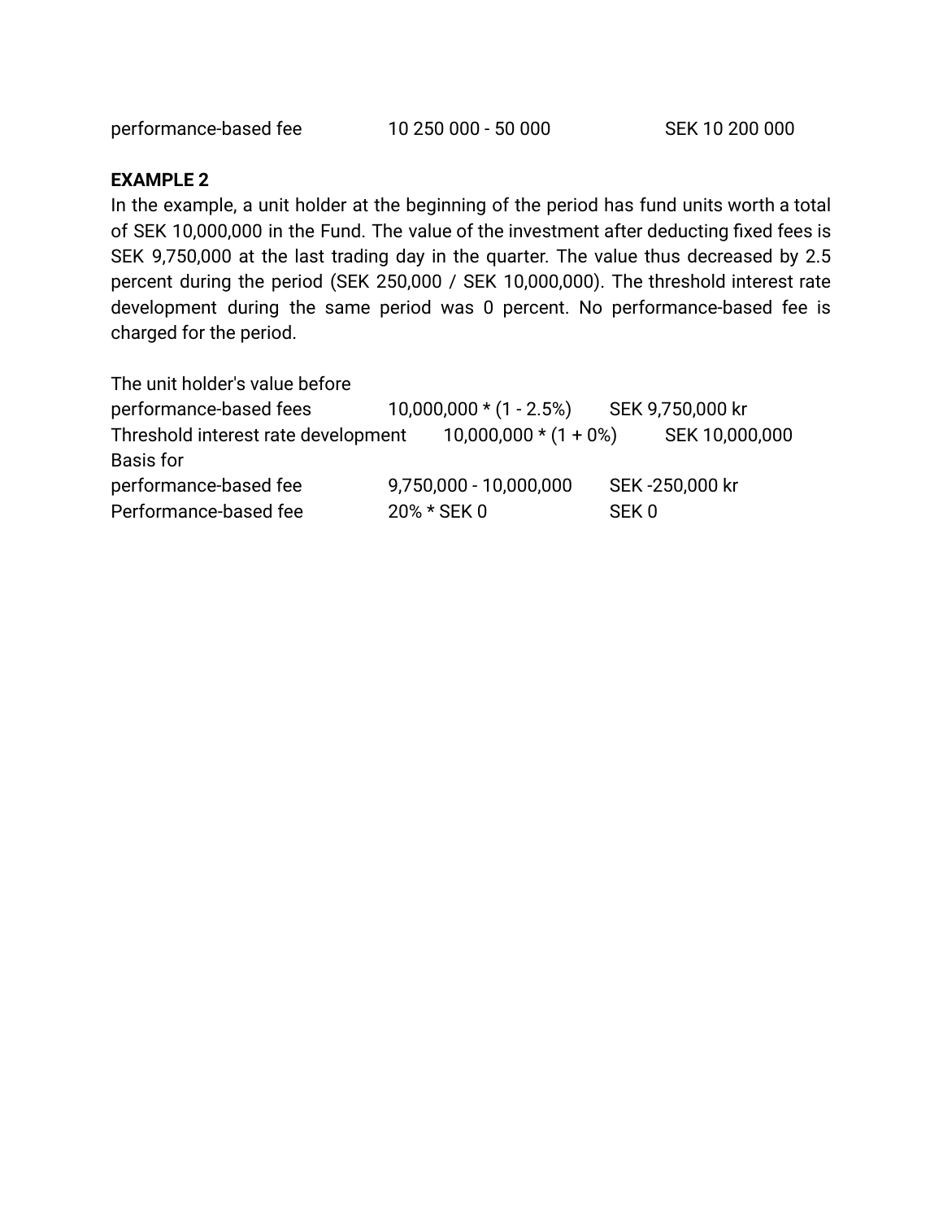| | | |
|---|---|---|
| performance-based fee | 10 250 000 - 50 000 | SEK 10 200 000 |

**EXAMPLE 2**

In the example, a unit holder at the beginning of the period has fund units worth a total of SEK 10,000,000 in the Fund. The value of the investment after deducting fixed fees is SEK 9,750,000 at the last trading day in the quarter. The value thus decreased by 2.5 percent during the period (SEK 250,000 / SEK 10,000,000). The threshold interest rate development during the same period was 0 percent. No performance-based fee is charged for the period.

| | | |
|---|---|---|
| The unit holder's value before performance-based fees | 10,000,000 * (1 - 2.5%) | SEK 9,750,000 kr |
| Threshold interest rate development | 10,000,000 * (1 + 0%) | SEK 10,000,000 |
| Basis for performance-based fee | 9,750,000 - 10,000,000 | SEK -250,000 kr |
| Performance-based fee | 20% * SEK 0 | SEK 0 |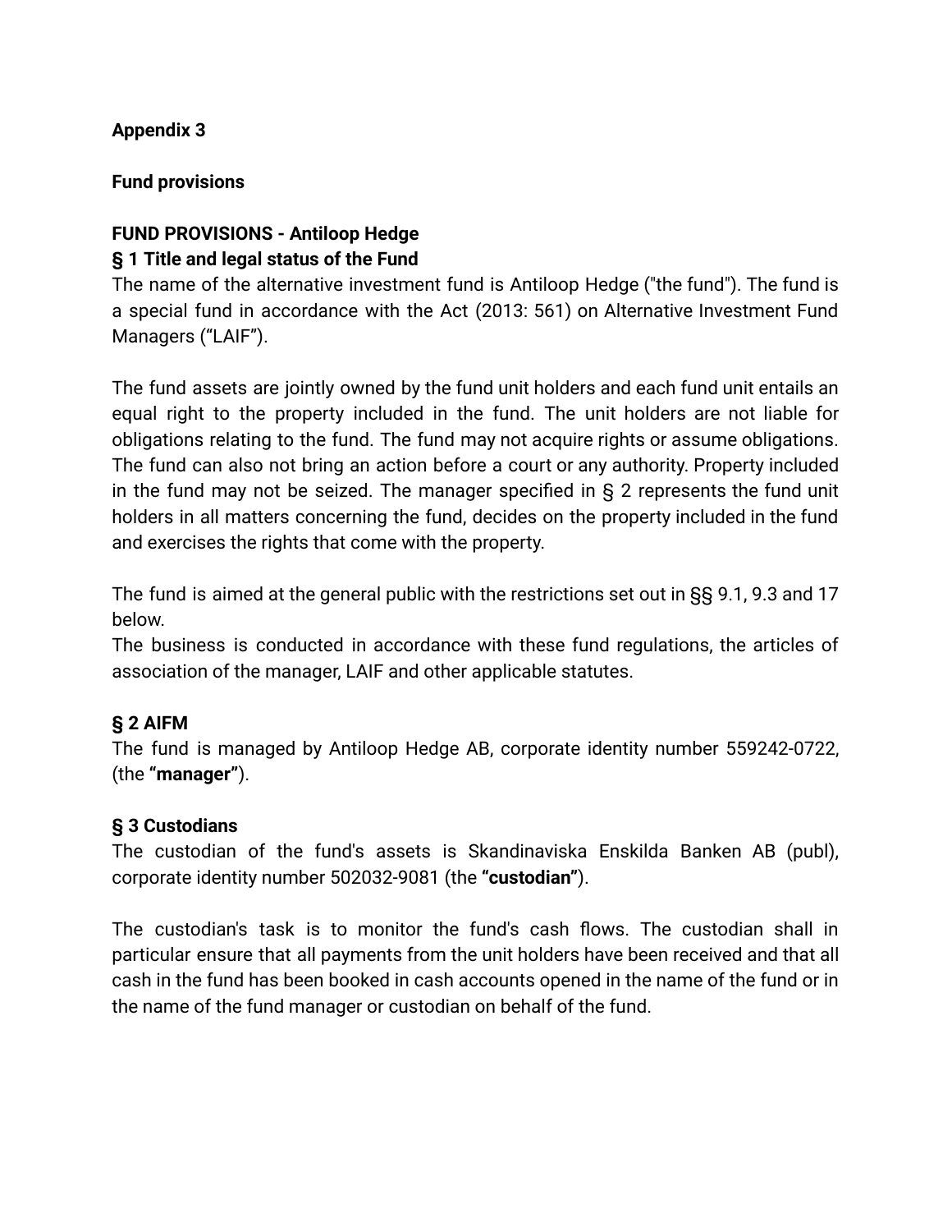**Appendix 3**

**Fund provisions**

**FUND PROVISIONS - Antiloop Hedge**

**§ 1 Title and legal status of the Fund**

The name of the alternative investment fund is Antiloop Hedge ("the fund"). The fund is a special fund in accordance with the Act (2013: 561) on Alternative Investment Fund Managers (“LAIF”).

The fund assets are jointly owned by the fund unit holders and each fund unit entails an equal right to the property included in the fund. The unit holders are not liable for obligations relating to the fund. The fund may not acquire rights or assume obligations. The fund can also not bring an action before a court or any authority. Property included in the fund may not be seized. The manager specified in § 2 represents the fund unit holders in all matters concerning the fund, decides on the property included in the fund and exercises the rights that come with the property.

The fund is aimed at the general public with the restrictions set out in §§ 9.1, 9.3 and 17 below.

The business is conducted in accordance with these fund regulations, the articles of association of the manager, LAIF and other applicable statutes.

**§ 2 AIFM**

The fund is managed by Antiloop Hedge AB, corporate identity number 559242-0722, (the **“manager”**).

**§ 3 Custodians**

The custodian of the fund's assets is Skandinaviska Enskilda Banken AB (publ), corporate identity number 502032-9081 (the **“custodian”**).

The custodian's task is to monitor the fund's cash flows. The custodian shall in particular ensure that all payments from the unit holders have been received and that all cash in the fund has been booked in cash accounts opened in the name of the fund or in the name of the fund manager or custodian on behalf of the fund.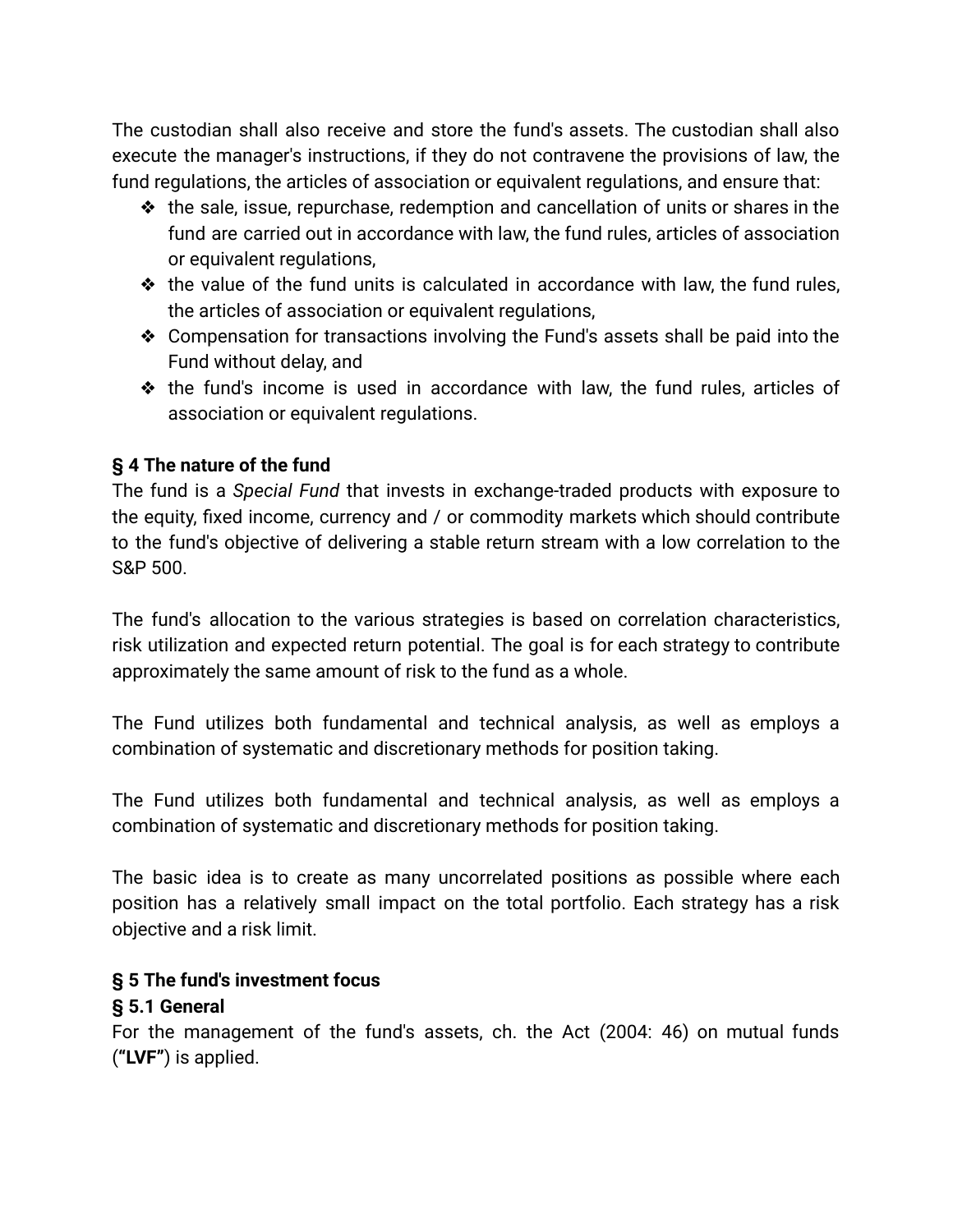The custodian shall also receive and store the fund's assets. The custodian shall also execute the manager's instructions, if they do not contravene the provisions of law, the fund regulations, the articles of association or equivalent regulations, and ensure that:

- the sale, issue, repurchase, redemption and cancellation of units or shares in the fund are carried out in accordance with law, the fund rules, articles of association or equivalent regulations,
- the value of the fund units is calculated in accordance with law, the fund rules, the articles of association or equivalent regulations,
- Compensation for transactions involving the Fund's assets shall be paid into the Fund without delay, and
- the fund's income is used in accordance with law, the fund rules, articles of association or equivalent regulations.

### § 4 The nature of the fund

The fund is a *Special Fund* that invests in exchange-traded products with exposure to the equity, fixed income, currency and / or commodity markets which should contribute to the fund's objective of delivering a stable return stream with a low correlation to the S&P 500.

The fund's allocation to the various strategies is based on correlation characteristics, risk utilization and expected return potential. The goal is for each strategy to contribute approximately the same amount of risk to the fund as a whole.

The Fund utilizes both fundamental and technical analysis, as well as employs a combination of systematic and discretionary methods for position taking.

The Fund utilizes both fundamental and technical analysis, as well as employs a combination of systematic and discretionary methods for position taking.

The basic idea is to create as many uncorrelated positions as possible where each position has a relatively small impact on the total portfolio. Each strategy has a risk objective and a risk limit.

### § 5 The fund's investment focus

### § 5.1 General

For the management of the fund's assets, ch. the Act (2004: 46) on mutual funds (**"LVF"**) is applied.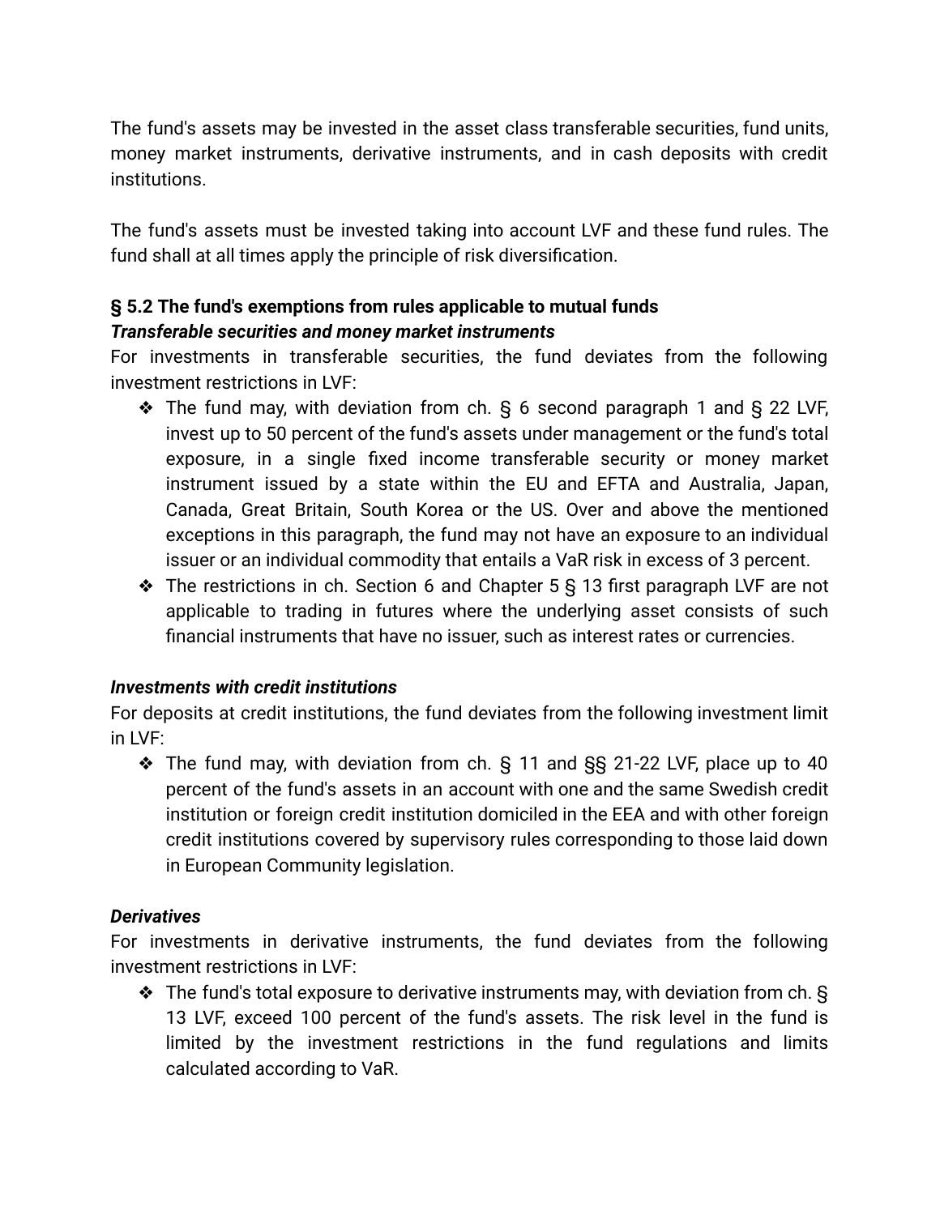The fund's assets may be invested in the asset class transferable securities, fund units, money market instruments, derivative instruments, and in cash deposits with credit institutions.

The fund's assets must be invested taking into account LVF and these fund rules. The fund shall at all times apply the principle of risk diversification.

### § 5.2 The fund's exemptions from rules applicable to mutual funds

***Transferable securities and money market instruments***

For investments in transferable securities, the fund deviates from the following investment restrictions in LVF:

- ❖ The fund may, with deviation from ch. § 6 second paragraph 1 and § 22 LVF, invest up to 50 percent of the fund's assets under management or the fund's total exposure, in a single fixed income transferable security or money market instrument issued by a state within the EU and EFTA and Australia, Japan, Canada, Great Britain, South Korea or the US. Over and above the mentioned exceptions in this paragraph, the fund may not have an exposure to an individual issuer or an individual commodity that entails a VaR risk in excess of 3 percent.
- ❖ The restrictions in ch. Section 6 and Chapter 5 § 13 first paragraph LVF are not applicable to trading in futures where the underlying asset consists of such financial instruments that have no issuer, such as interest rates or currencies.

***Investments with credit institutions***

For deposits at credit institutions, the fund deviates from the following investment limit in LVF:

- ❖ The fund may, with deviation from ch. § 11 and §§ 21-22 LVF, place up to 40 percent of the fund's assets in an account with one and the same Swedish credit institution or foreign credit institution domiciled in the EEA and with other foreign credit institutions covered by supervisory rules corresponding to those laid down in European Community legislation.

***Derivatives***

For investments in derivative instruments, the fund deviates from the following investment restrictions in LVF:

- ❖ The fund's total exposure to derivative instruments may, with deviation from ch. § 13 LVF, exceed 100 percent of the fund's assets. The risk level in the fund is limited by the investment restrictions in the fund regulations and limits calculated according to VaR.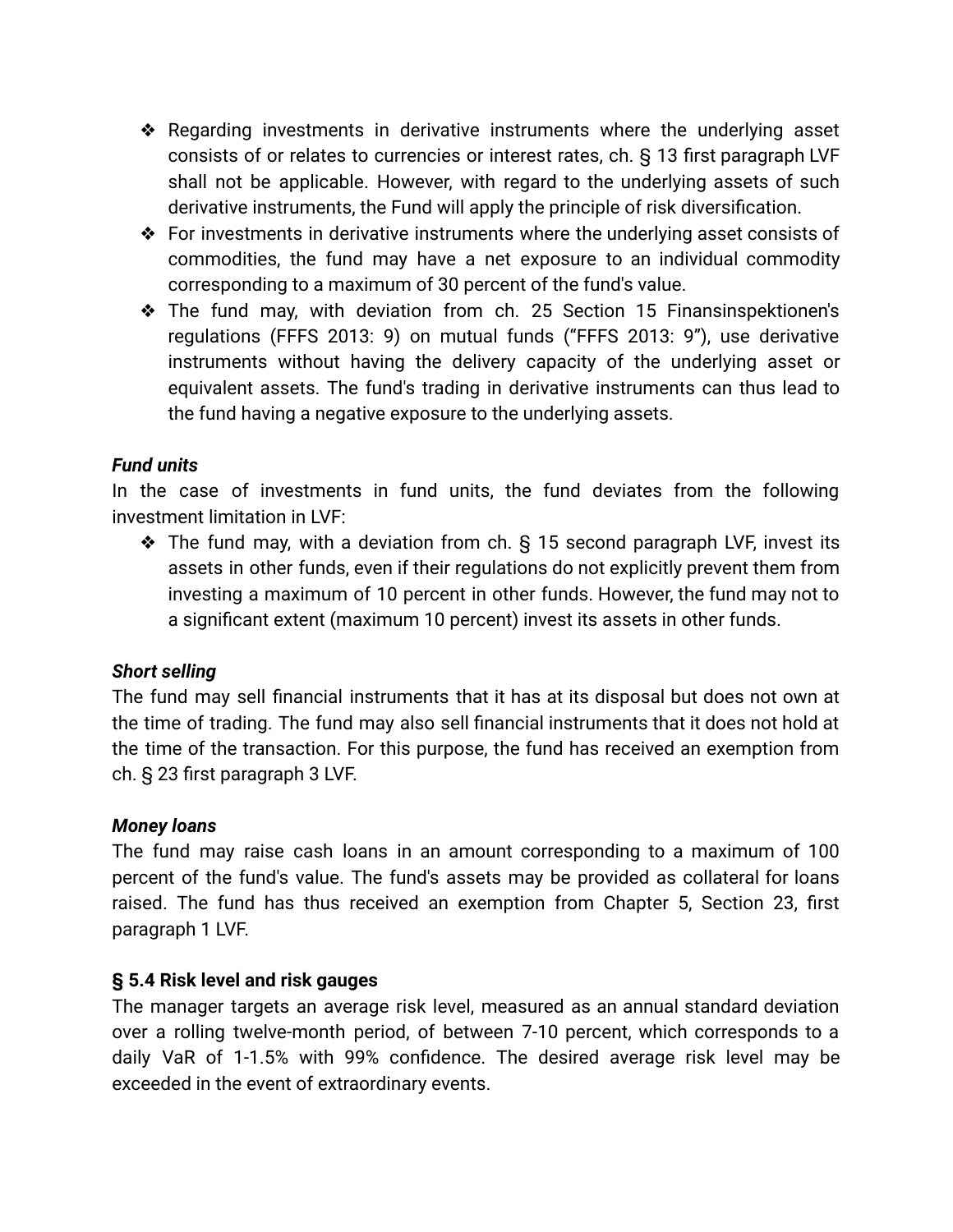- Regarding investments in derivative instruments where the underlying asset consists of or relates to currencies or interest rates, ch. § 13 first paragraph LVF shall not be applicable. However, with regard to the underlying assets of such derivative instruments, the Fund will apply the principle of risk diversification.
- For investments in derivative instruments where the underlying asset consists of commodities, the fund may have a net exposure to an individual commodity corresponding to a maximum of 30 percent of the fund's value.
- The fund may, with deviation from ch. 25 Section 15 Finansinspektionen's regulations (FFFS 2013: 9) on mutual funds ("FFFS 2013: 9"), use derivative instruments without having the delivery capacity of the underlying asset or equivalent assets. The fund's trading in derivative instruments can thus lead to the fund having a negative exposure to the underlying assets.

***Fund units***

In the case of investments in fund units, the fund deviates from the following investment limitation in LVF:

- The fund may, with a deviation from ch. § 15 second paragraph LVF, invest its assets in other funds, even if their regulations do not explicitly prevent them from investing a maximum of 10 percent in other funds. However, the fund may not to a significant extent (maximum 10 percent) invest its assets in other funds.

***Short selling***

The fund may sell financial instruments that it has at its disposal but does not own at the time of trading. The fund may also sell financial instruments that it does not hold at the time of the transaction. For this purpose, the fund has received an exemption from ch. § 23 first paragraph 3 LVF.

***Money loans***

The fund may raise cash loans in an amount corresponding to a maximum of 100 percent of the fund's value. The fund's assets may be provided as collateral for loans raised. The fund has thus received an exemption from Chapter 5, Section 23, first paragraph 1 LVF.

**§ 5.4 Risk level and risk gauges**

The manager targets an average risk level, measured as an annual standard deviation over a rolling twelve-month period, of between 7-10 percent, which corresponds to a daily VaR of 1-1.5% with 99% confidence. The desired average risk level may be exceeded in the event of extraordinary events.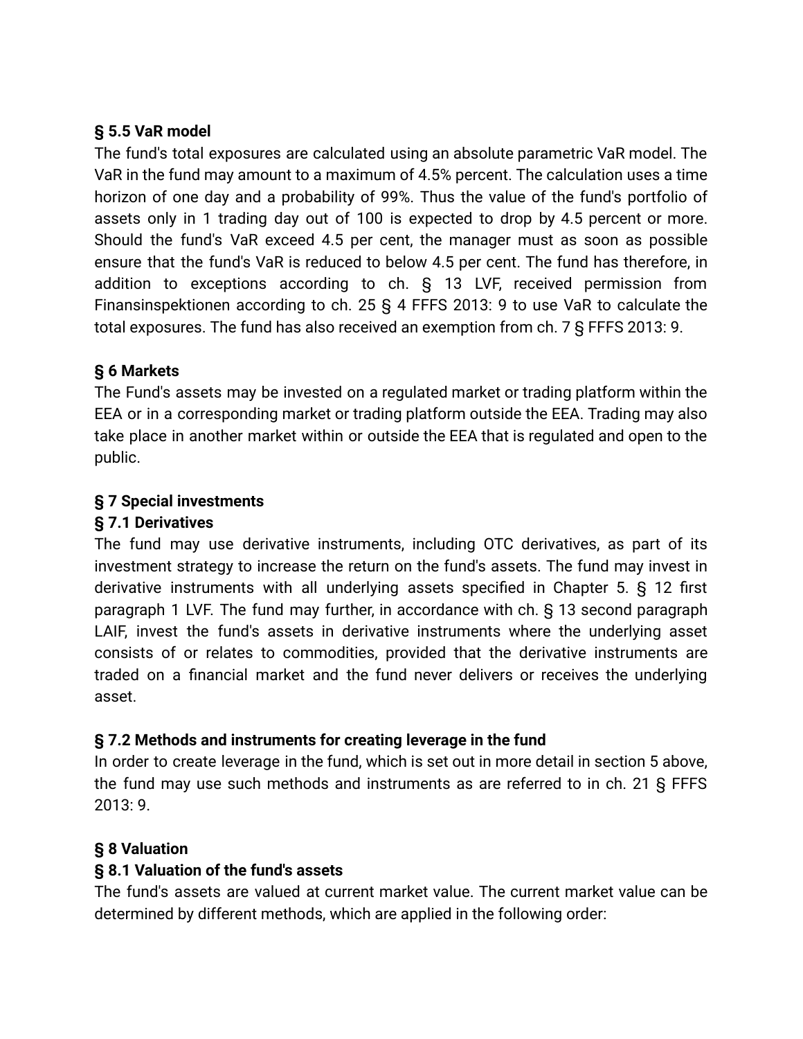**§ 5.5 VaR model**

The fund's total exposures are calculated using an absolute parametric VaR model. The VaR in the fund may amount to a maximum of 4.5% percent. The calculation uses a time horizon of one day and a probability of 99%. Thus the value of the fund's portfolio of assets only in 1 trading day out of 100 is expected to drop by 4.5 percent or more. Should the fund's VaR exceed 4.5 per cent, the manager must as soon as possible ensure that the fund's VaR is reduced to below 4.5 per cent. The fund has therefore, in addition to exceptions according to ch. § 13 LVF, received permission from Finansinspektionen according to ch. 25 § 4 FFFS 2013: 9 to use VaR to calculate the total exposures. The fund has also received an exemption from ch. 7 § FFFS 2013: 9.

**§ 6 Markets**

The Fund's assets may be invested on a regulated market or trading platform within the EEA or in a corresponding market or trading platform outside the EEA. Trading may also take place in another market within or outside the EEA that is regulated and open to the public.

**§ 7 Special investments**

**§ 7.1 Derivatives**

The fund may use derivative instruments, including OTC derivatives, as part of its investment strategy to increase the return on the fund's assets. The fund may invest in derivative instruments with all underlying assets specified in Chapter 5. § 12 first paragraph 1 LVF. The fund may further, in accordance with ch. § 13 second paragraph LAIF, invest the fund's assets in derivative instruments where the underlying asset consists of or relates to commodities, provided that the derivative instruments are traded on a financial market and the fund never delivers or receives the underlying asset.

**§ 7.2 Methods and instruments for creating leverage in the fund**

In order to create leverage in the fund, which is set out in more detail in section 5 above, the fund may use such methods and instruments as are referred to in ch. 21 § FFFS 2013: 9.

**§ 8 Valuation**

**§ 8.1 Valuation of the fund's assets**

The fund's assets are valued at current market value. The current market value can be determined by different methods, which are applied in the following order: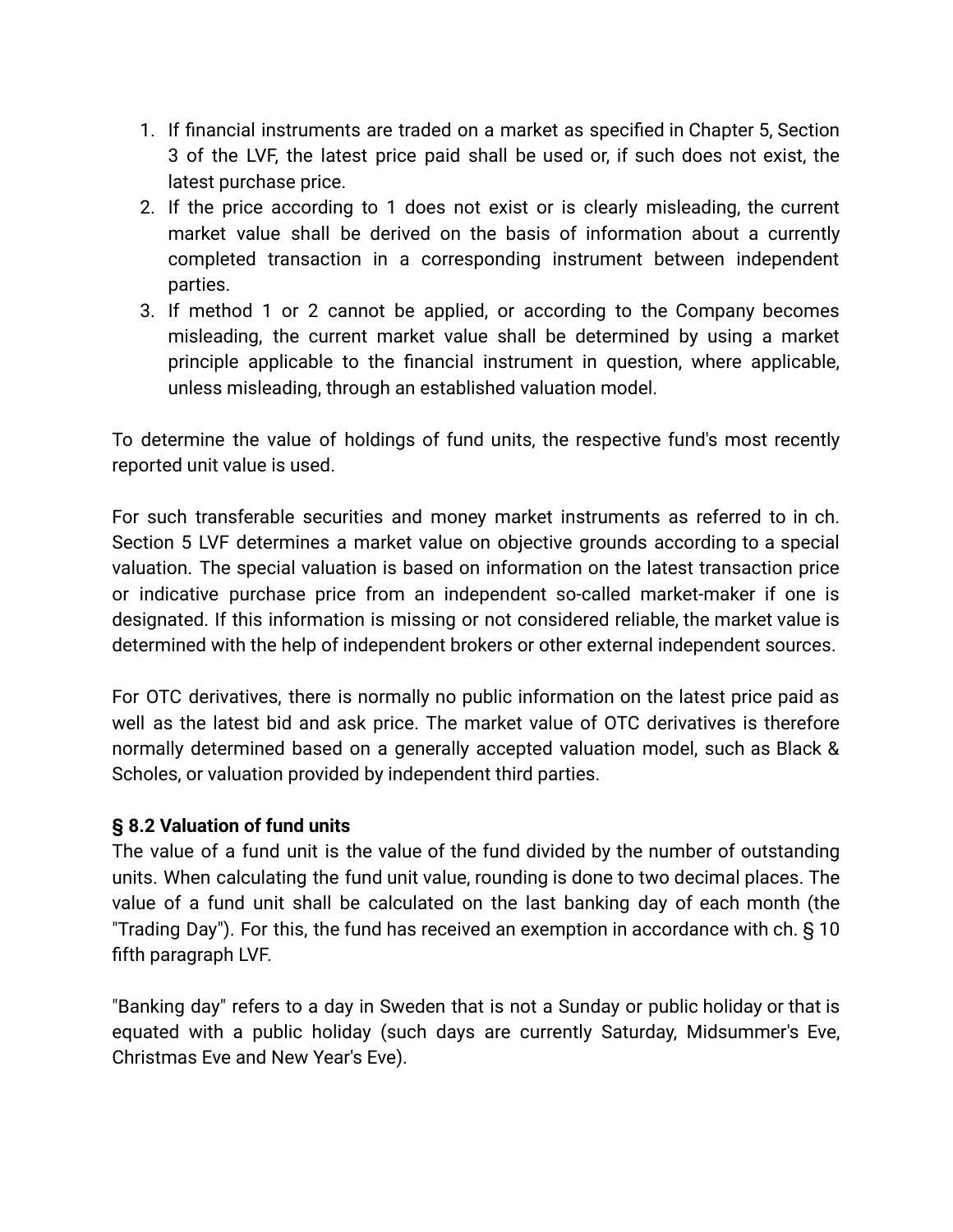1. If financial instruments are traded on a market as specified in Chapter 5, Section 3 of the LVF, the latest price paid shall be used or, if such does not exist, the latest purchase price.
2. If the price according to 1 does not exist or is clearly misleading, the current market value shall be derived on the basis of information about a currently completed transaction in a corresponding instrument between independent parties.
3. If method 1 or 2 cannot be applied, or according to the Company becomes misleading, the current market value shall be determined by using a market principle applicable to the financial instrument in question, where applicable, unless misleading, through an established valuation model.

To determine the value of holdings of fund units, the respective fund's most recently reported unit value is used.

For such transferable securities and money market instruments as referred to in ch. Section 5 LVF determines a market value on objective grounds according to a special valuation. The special valuation is based on information on the latest transaction price or indicative purchase price from an independent so-called market-maker if one is designated. If this information is missing or not considered reliable, the market value is determined with the help of independent brokers or other external independent sources.

For OTC derivatives, there is normally no public information on the latest price paid as well as the latest bid and ask price. The market value of OTC derivatives is therefore normally determined based on a generally accepted valuation model, such as Black & Scholes, or valuation provided by independent third parties.

**§ 8.2 Valuation of fund units**

The value of a fund unit is the value of the fund divided by the number of outstanding units. When calculating the fund unit value, rounding is done to two decimal places. The value of a fund unit shall be calculated on the last banking day of each month (the "Trading Day"). For this, the fund has received an exemption in accordance with ch. § 10 fifth paragraph LVF.

"Banking day" refers to a day in Sweden that is not a Sunday or public holiday or that is equated with a public holiday (such days are currently Saturday, Midsummer's Eve, Christmas Eve and New Year's Eve).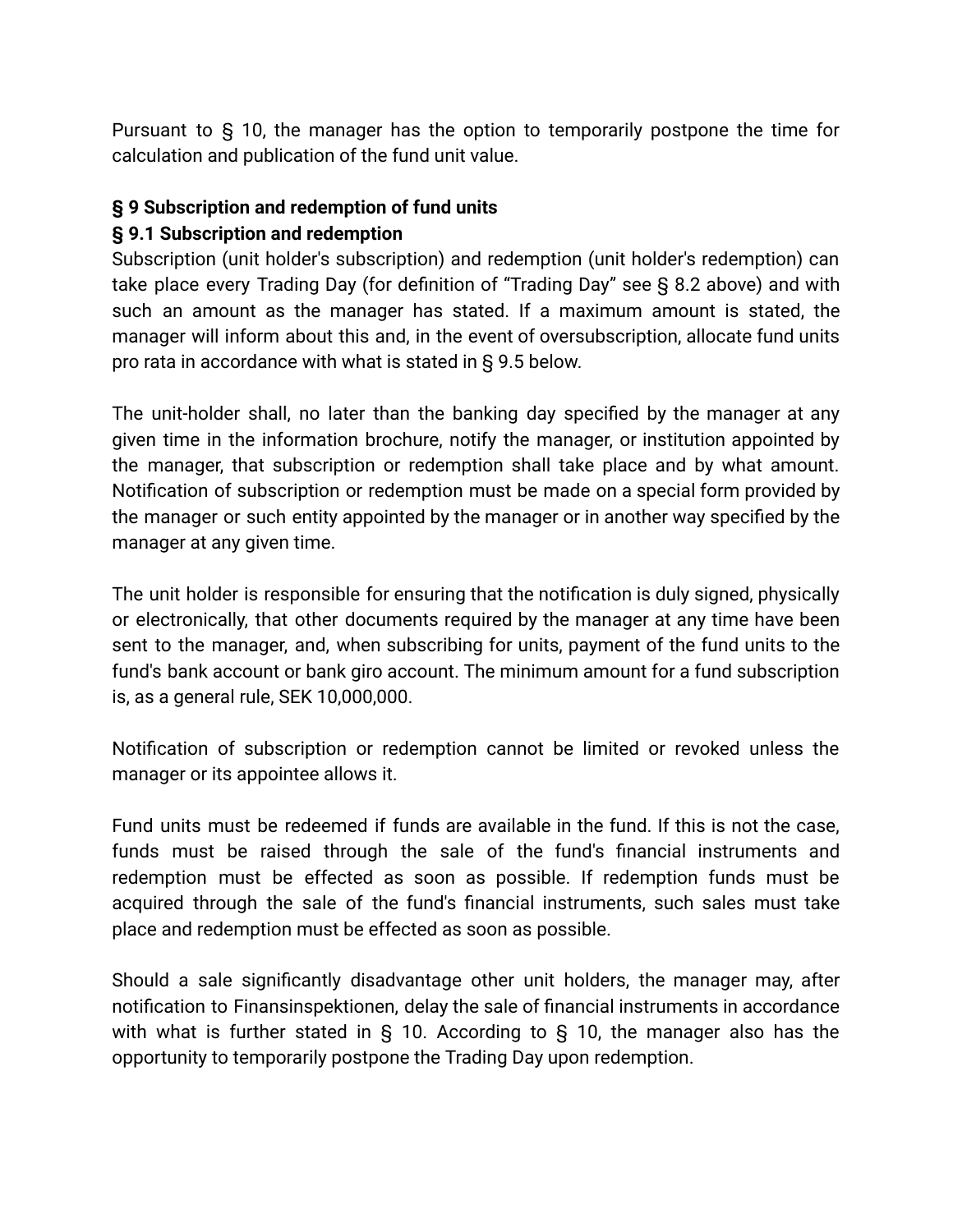Pursuant to § 10, the manager has the option to temporarily postpone the time for calculation and publication of the fund unit value.

## § 9 Subscription and redemption of fund units

### § 9.1 Subscription and redemption

Subscription (unit holder's subscription) and redemption (unit holder's redemption) can take place every Trading Day (for definition of "Trading Day" see § 8.2 above) and with such an amount as the manager has stated. If a maximum amount is stated, the manager will inform about this and, in the event of oversubscription, allocate fund units pro rata in accordance with what is stated in § 9.5 below.

The unit-holder shall, no later than the banking day specified by the manager at any given time in the information brochure, notify the manager, or institution appointed by the manager, that subscription or redemption shall take place and by what amount. Notification of subscription or redemption must be made on a special form provided by the manager or such entity appointed by the manager or in another way specified by the manager at any given time.

The unit holder is responsible for ensuring that the notification is duly signed, physically or electronically, that other documents required by the manager at any time have been sent to the manager, and, when subscribing for units, payment of the fund units to the fund's bank account or bank giro account. The minimum amount for a fund subscription is, as a general rule, SEK 10,000,000.

Notification of subscription or redemption cannot be limited or revoked unless the manager or its appointee allows it.

Fund units must be redeemed if funds are available in the fund. If this is not the case, funds must be raised through the sale of the fund's financial instruments and redemption must be effected as soon as possible. If redemption funds must be acquired through the sale of the fund's financial instruments, such sales must take place and redemption must be effected as soon as possible.

Should a sale significantly disadvantage other unit holders, the manager may, after notification to Finansinspektionen, delay the sale of financial instruments in accordance with what is further stated in § 10. According to § 10, the manager also has the opportunity to temporarily postpone the Trading Day upon redemption.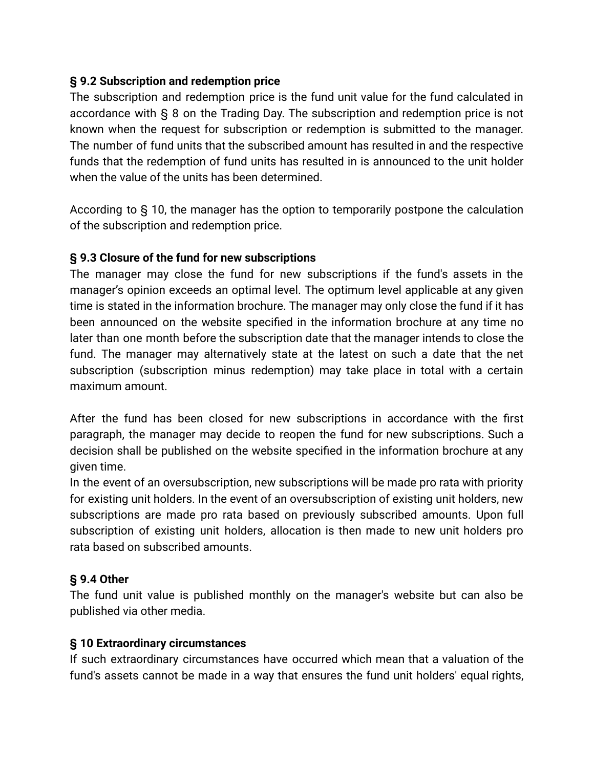**§ 9.2 Subscription and redemption price**

The subscription and redemption price is the fund unit value for the fund calculated in accordance with § 8 on the Trading Day. The subscription and redemption price is not known when the request for subscription or redemption is submitted to the manager. The number of fund units that the subscribed amount has resulted in and the respective funds that the redemption of fund units has resulted in is announced to the unit holder when the value of the units has been determined.

According to § 10, the manager has the option to temporarily postpone the calculation of the subscription and redemption price.

**§ 9.3 Closure of the fund for new subscriptions**

The manager may close the fund for new subscriptions if the fund's assets in the manager's opinion exceeds an optimal level. The optimum level applicable at any given time is stated in the information brochure. The manager may only close the fund if it has been announced on the website specified in the information brochure at any time no later than one month before the subscription date that the manager intends to close the fund. The manager may alternatively state at the latest on such a date that the net subscription (subscription minus redemption) may take place in total with a certain maximum amount.

After the fund has been closed for new subscriptions in accordance with the first paragraph, the manager may decide to reopen the fund for new subscriptions. Such a decision shall be published on the website specified in the information brochure at any given time.

In the event of an oversubscription, new subscriptions will be made pro rata with priority for existing unit holders. In the event of an oversubscription of existing unit holders, new subscriptions are made pro rata based on previously subscribed amounts. Upon full subscription of existing unit holders, allocation is then made to new unit holders pro rata based on subscribed amounts.

**§ 9.4 Other**

The fund unit value is published monthly on the manager's website but can also be published via other media.

**§ 10 Extraordinary circumstances**

If such extraordinary circumstances have occurred which mean that a valuation of the fund's assets cannot be made in a way that ensures the fund unit holders' equal rights,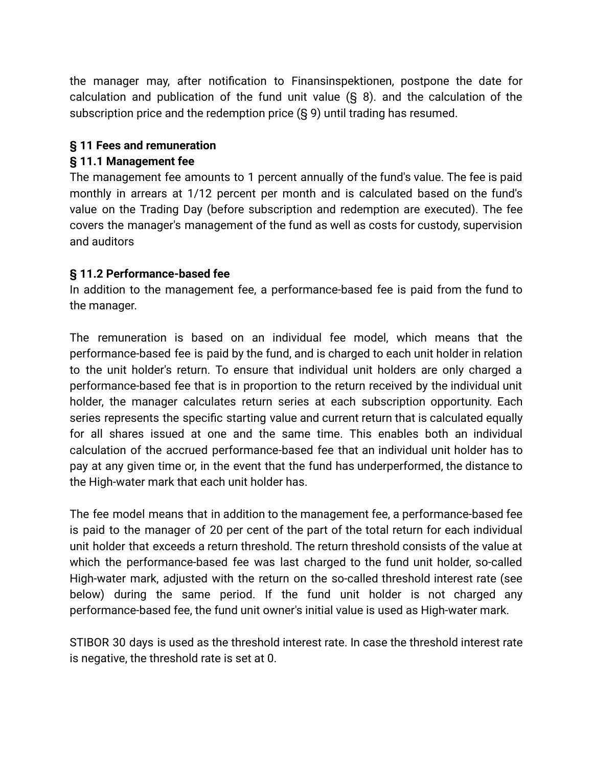the manager may, after notification to Finansinspektionen, postpone the date for calculation and publication of the fund unit value (§ 8). and the calculation of the subscription price and the redemption price (§ 9) until trading has resumed.

## § 11 Fees and remuneration

### § 11.1 Management fee

The management fee amounts to 1 percent annually of the fund's value. The fee is paid monthly in arrears at 1/12 percent per month and is calculated based on the fund's value on the Trading Day (before subscription and redemption are executed). The fee covers the manager's management of the fund as well as costs for custody, supervision and auditors

### § 11.2 Performance-based fee

In addition to the management fee, a performance-based fee is paid from the fund to the manager.

The remuneration is based on an individual fee model, which means that the performance-based fee is paid by the fund, and is charged to each unit holder in relation to the unit holder's return. To ensure that individual unit holders are only charged a performance-based fee that is in proportion to the return received by the individual unit holder, the manager calculates return series at each subscription opportunity. Each series represents the specific starting value and current return that is calculated equally for all shares issued at one and the same time. This enables both an individual calculation of the accrued performance-based fee that an individual unit holder has to pay at any given time or, in the event that the fund has underperformed, the distance to the High-water mark that each unit holder has.

The fee model means that in addition to the management fee, a performance-based fee is paid to the manager of 20 per cent of the part of the total return for each individual unit holder that exceeds a return threshold. The return threshold consists of the value at which the performance-based fee was last charged to the fund unit holder, so-called High-water mark, adjusted with the return on the so-called threshold interest rate (see below) during the same period. If the fund unit holder is not charged any performance-based fee, the fund unit owner's initial value is used as High-water mark.

STIBOR 30 days is used as the threshold interest rate. In case the threshold interest rate is negative, the threshold rate is set at 0.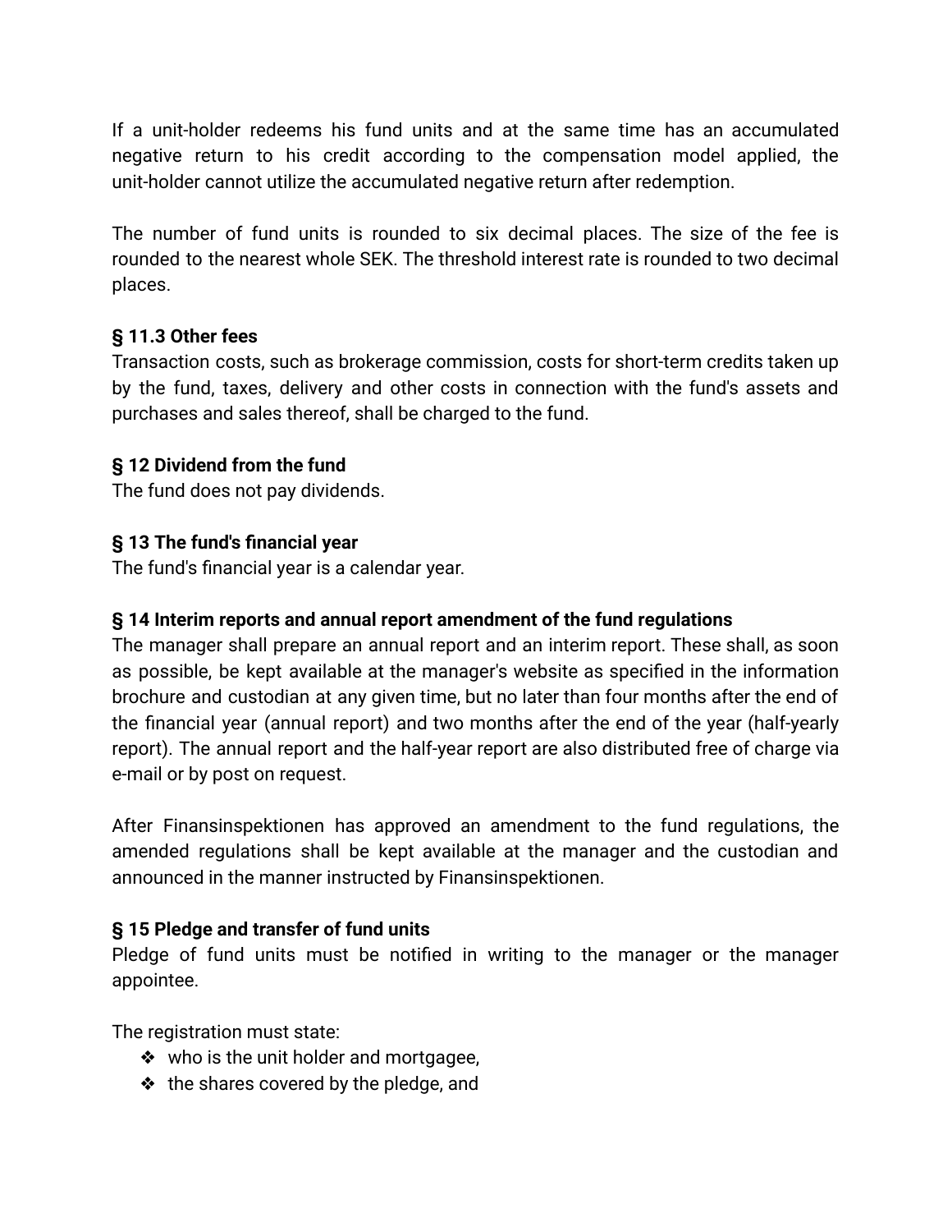If a unit-holder redeems his fund units and at the same time has an accumulated negative return to his credit according to the compensation model applied, the unit-holder cannot utilize the accumulated negative return after redemption.

The number of fund units is rounded to six decimal places. The size of the fee is rounded to the nearest whole SEK. The threshold interest rate is rounded to two decimal places.

**§ 11.3 Other fees**
Transaction costs, such as brokerage commission, costs for short-term credits taken up by the fund, taxes, delivery and other costs in connection with the fund's assets and purchases and sales thereof, shall be charged to the fund.

**§ 12 Dividend from the fund**
The fund does not pay dividends.

**§ 13 The fund's financial year**
The fund's financial year is a calendar year.

**§ 14 Interim reports and annual report amendment of the fund regulations**
The manager shall prepare an annual report and an interim report. These shall, as soon as possible, be kept available at the manager's website as specified in the information brochure and custodian at any given time, but no later than four months after the end of the financial year (annual report) and two months after the end of the year (half-yearly report). The annual report and the half-year report are also distributed free of charge via e-mail or by post on request.

After Finansinspektionen has approved an amendment to the fund regulations, the amended regulations shall be kept available at the manager and the custodian and announced in the manner instructed by Finansinspektionen.

**§ 15 Pledge and transfer of fund units**
Pledge of fund units must be notified in writing to the manager or the manager appointee.

The registration must state:

- who is the unit holder and mortgagee,
- the shares covered by the pledge, and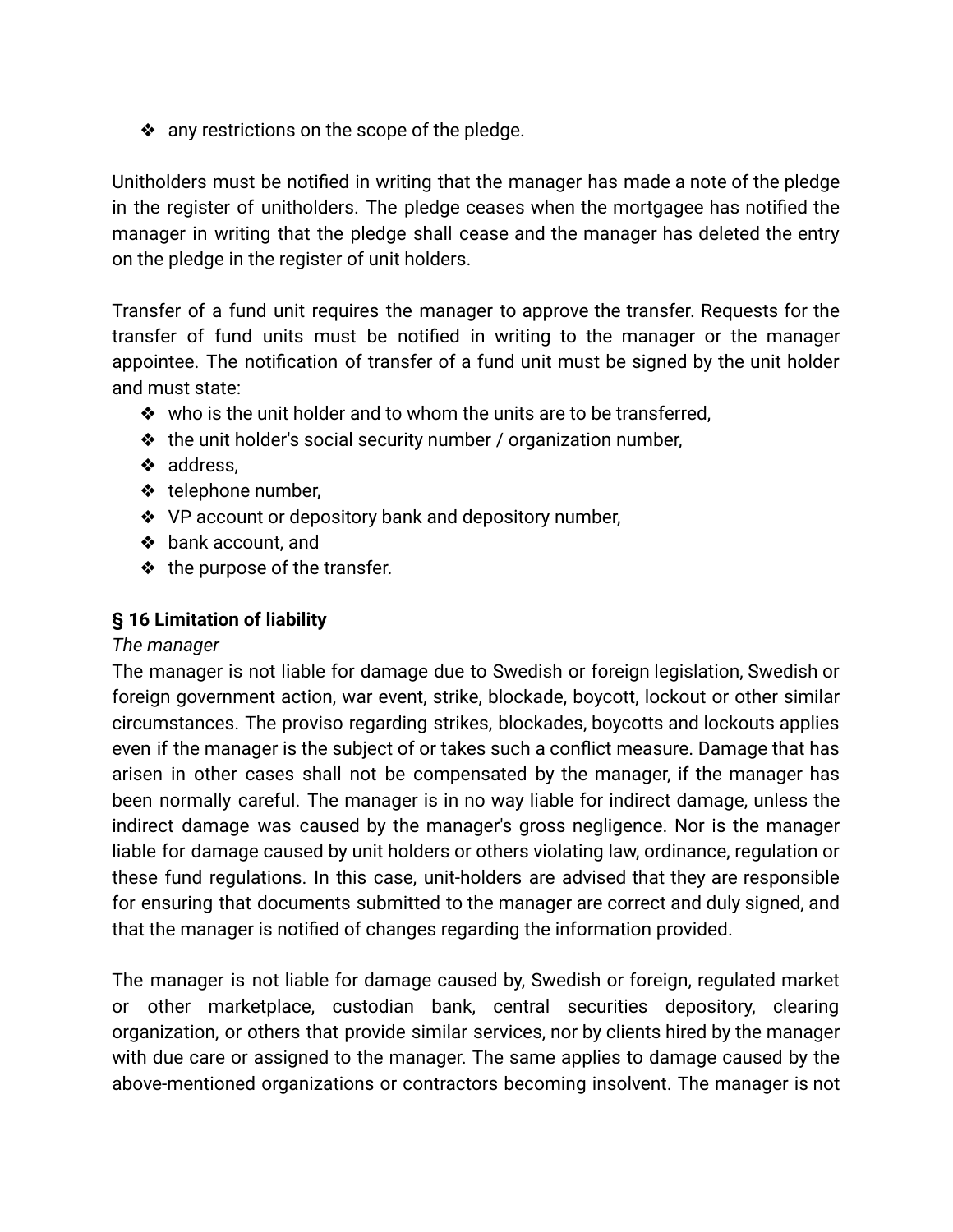- any restrictions on the scope of the pledge.

Unitholders must be notified in writing that the manager has made a note of the pledge in the register of unitholders. The pledge ceases when the mortgagee has notified the manager in writing that the pledge shall cease and the manager has deleted the entry on the pledge in the register of unit holders.

Transfer of a fund unit requires the manager to approve the transfer. Requests for the transfer of fund units must be notified in writing to the manager or the manager appointee. The notification of transfer of a fund unit must be signed by the unit holder and must state:

- who is the unit holder and to whom the units are to be transferred,
- the unit holder's social security number / organization number,
- address,
- telephone number,
- VP account or depository bank and depository number,
- bank account, and
- the purpose of the transfer.

### § 16 Limitation of liability

*The manager*

The manager is not liable for damage due to Swedish or foreign legislation, Swedish or foreign government action, war event, strike, blockade, boycott, lockout or other similar circumstances. The proviso regarding strikes, blockades, boycotts and lockouts applies even if the manager is the subject of or takes such a conflict measure. Damage that has arisen in other cases shall not be compensated by the manager, if the manager has been normally careful. The manager is in no way liable for indirect damage, unless the indirect damage was caused by the manager's gross negligence. Nor is the manager liable for damage caused by unit holders or others violating law, ordinance, regulation or these fund regulations. In this case, unit-holders are advised that they are responsible for ensuring that documents submitted to the manager are correct and duly signed, and that the manager is notified of changes regarding the information provided.

The manager is not liable for damage caused by, Swedish or foreign, regulated market or other marketplace, custodian bank, central securities depository, clearing organization, or others that provide similar services, nor by clients hired by the manager with due care or assigned to the manager. The same applies to damage caused by the above-mentioned organizations or contractors becoming insolvent. The manager is not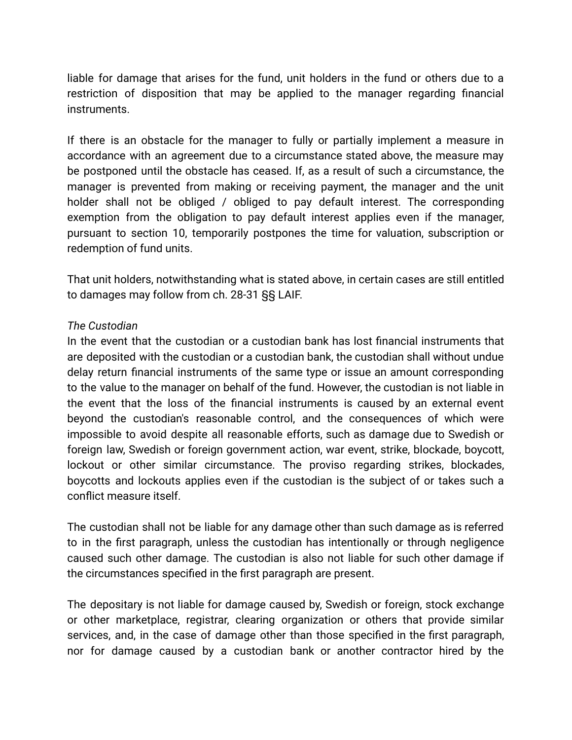liable for damage that arises for the fund, unit holders in the fund or others due to a restriction of disposition that may be applied to the manager regarding financial instruments.

If there is an obstacle for the manager to fully or partially implement a measure in accordance with an agreement due to a circumstance stated above, the measure may be postponed until the obstacle has ceased. If, as a result of such a circumstance, the manager is prevented from making or receiving payment, the manager and the unit holder shall not be obliged / obliged to pay default interest. The corresponding exemption from the obligation to pay default interest applies even if the manager, pursuant to section 10, temporarily postpones the time for valuation, subscription or redemption of fund units.

That unit holders, notwithstanding what is stated above, in certain cases are still entitled to damages may follow from ch. 28-31 §§ LAIF.

*The Custodian*

In the event that the custodian or a custodian bank has lost financial instruments that are deposited with the custodian or a custodian bank, the custodian shall without undue delay return financial instruments of the same type or issue an amount corresponding to the value to the manager on behalf of the fund. However, the custodian is not liable in the event that the loss of the financial instruments is caused by an external event beyond the custodian's reasonable control, and the consequences of which were impossible to avoid despite all reasonable efforts, such as damage due to Swedish or foreign law, Swedish or foreign government action, war event, strike, blockade, boycott, lockout or other similar circumstance. The proviso regarding strikes, blockades, boycotts and lockouts applies even if the custodian is the subject of or takes such a conflict measure itself.

The custodian shall not be liable for any damage other than such damage as is referred to in the first paragraph, unless the custodian has intentionally or through negligence caused such other damage. The custodian is also not liable for such other damage if the circumstances specified in the first paragraph are present.

The depositary is not liable for damage caused by, Swedish or foreign, stock exchange or other marketplace, registrar, clearing organization or others that provide similar services, and, in the case of damage other than those specified in the first paragraph, nor for damage caused by a custodian bank or another contractor hired by the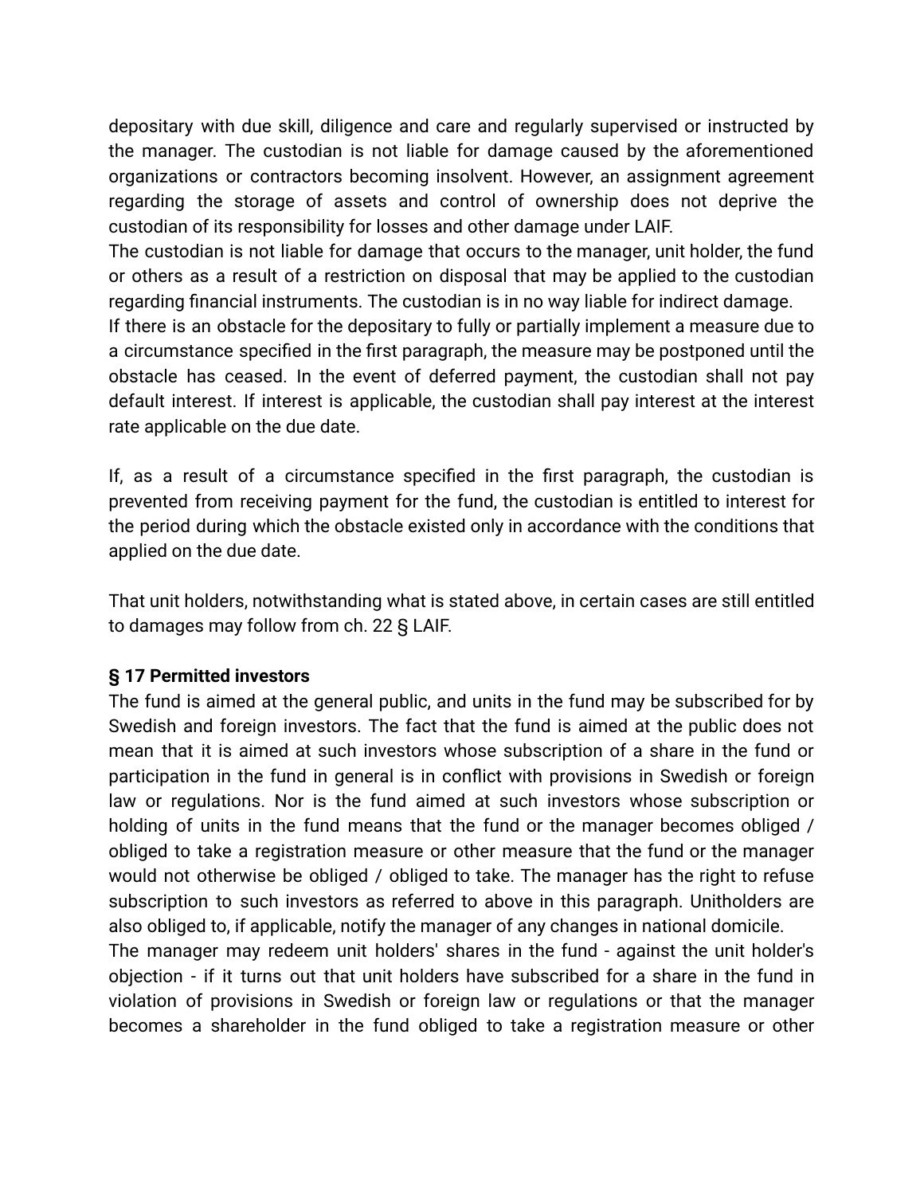depositary with due skill, diligence and care and regularly supervised or instructed by the manager. The custodian is not liable for damage caused by the aforementioned organizations or contractors becoming insolvent. However, an assignment agreement regarding the storage of assets and control of ownership does not deprive the custodian of its responsibility for losses and other damage under LAIF.
The custodian is not liable for damage that occurs to the manager, unit holder, the fund or others as a result of a restriction on disposal that may be applied to the custodian regarding financial instruments. The custodian is in no way liable for indirect damage.
If there is an obstacle for the depositary to fully or partially implement a measure due to a circumstance specified in the first paragraph, the measure may be postponed until the obstacle has ceased. In the event of deferred payment, the custodian shall not pay default interest. If interest is applicable, the custodian shall pay interest at the interest rate applicable on the due date.

If, as a result of a circumstance specified in the first paragraph, the custodian is prevented from receiving payment for the fund, the custodian is entitled to interest for the period during which the obstacle existed only in accordance with the conditions that applied on the due date.

That unit holders, notwithstanding what is stated above, in certain cases are still entitled to damages may follow from ch. 22 § LAIF.

**§ 17 Permitted investors**
The fund is aimed at the general public, and units in the fund may be subscribed for by Swedish and foreign investors. The fact that the fund is aimed at the public does not mean that it is aimed at such investors whose subscription of a share in the fund or participation in the fund in general is in conflict with provisions in Swedish or foreign law or regulations. Nor is the fund aimed at such investors whose subscription or holding of units in the fund means that the fund or the manager becomes obliged / obliged to take a registration measure or other measure that the fund or the manager would not otherwise be obliged / obliged to take. The manager has the right to refuse subscription to such investors as referred to above in this paragraph. Unitholders are also obliged to, if applicable, notify the manager of any changes in national domicile.
The manager may redeem unit holders' shares in the fund - against the unit holder's objection - if it turns out that unit holders have subscribed for a share in the fund in violation of provisions in Swedish or foreign law or regulations or that the manager becomes a shareholder in the fund obliged to take a registration measure or other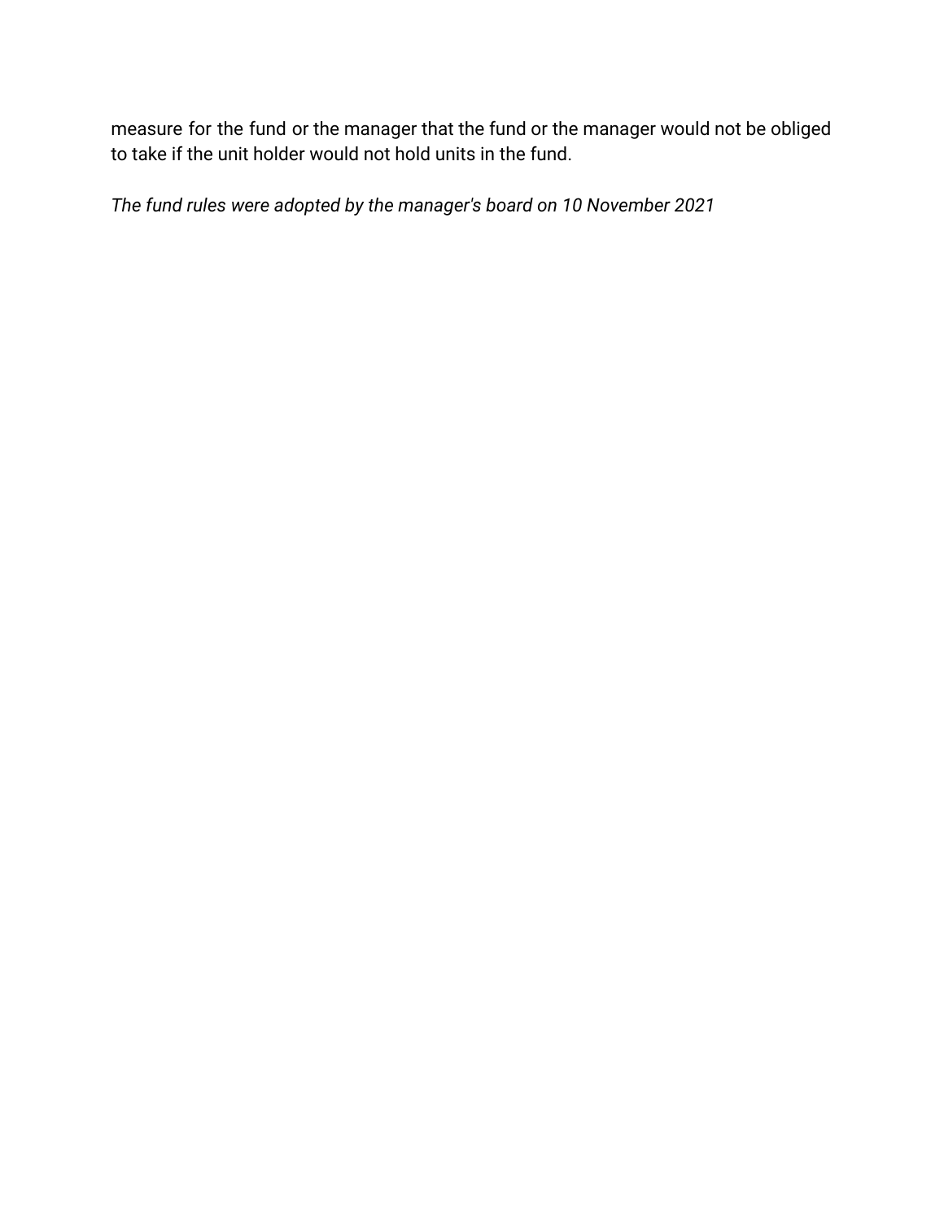measure for the fund or the manager that the fund or the manager would not be obliged to take if the unit holder would not hold units in the fund.

*The fund rules were adopted by the manager's board on 10 November 2021*